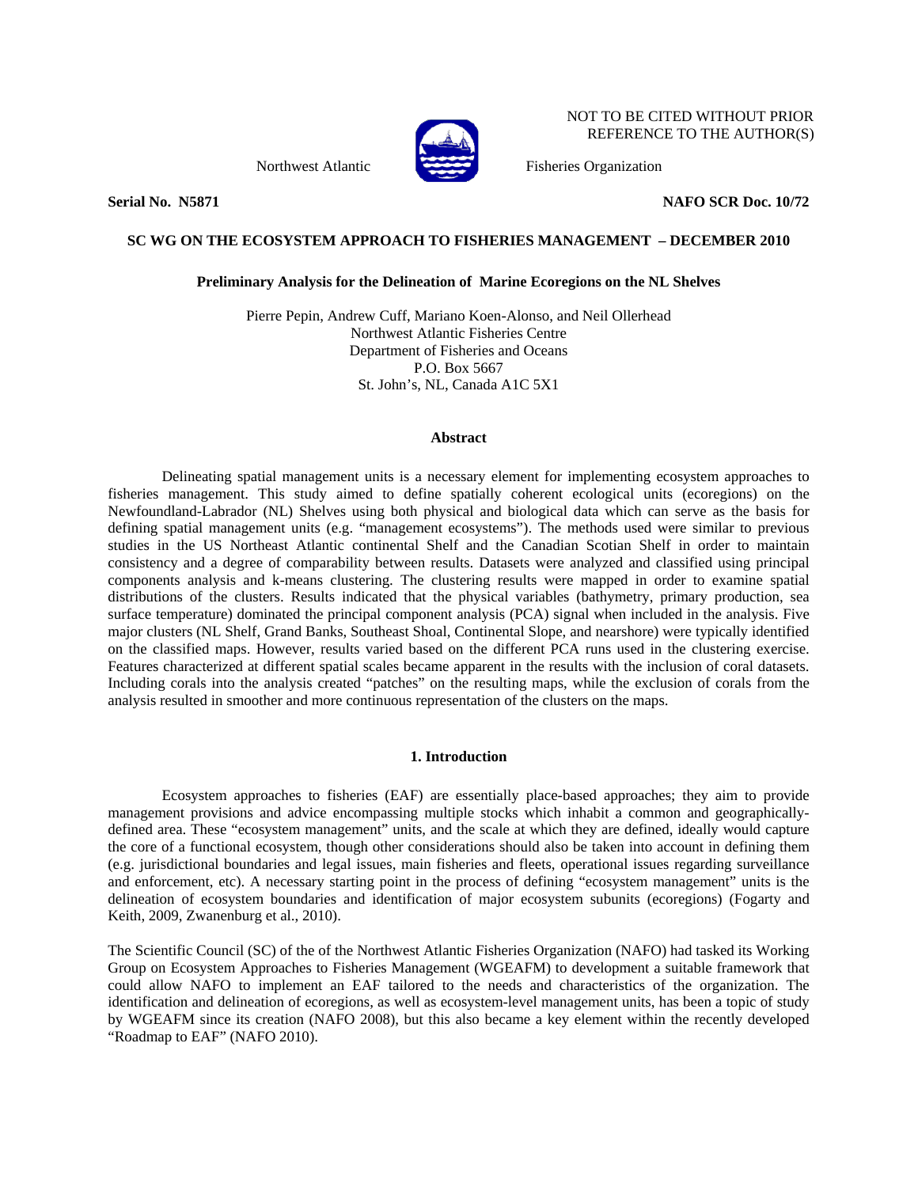NOT TO BE CITED WITHOUT PRIOR REFERENCE TO THE AUTHOR(S)

Northwest Atlantic Fisheries Organization

**Serial No. N5871** **NAFO SCR Doc. 10/72**

**SC WG ON THE ECOSYSTEM APPROACH TO FISHERIES MANAGEMENT – DECEMBER 2010**

# Preliminary Analysis for the Delineation of Marine Ecoregions on the NL Shelves

Pierre Pepin, Andrew Cuff, Mariano Koen-Alonso, and Neil Ollerhead
Northwest Atlantic Fisheries Centre
Department of Fisheries and Oceans
P.O. Box 5667
St. John's, NL, Canada A1C 5X1

## Abstract

Delineating spatial management units is a necessary element for implementing ecosystem approaches to fisheries management. This study aimed to define spatially coherent ecological units (ecoregions) on the Newfoundland-Labrador (NL) Shelves using both physical and biological data which can serve as the basis for defining spatial management units (e.g. "management ecosystems"). The methods used were similar to previous studies in the US Northeast Atlantic continental Shelf and the Canadian Scotian Shelf in order to maintain consistency and a degree of comparability between results. Datasets were analyzed and classified using principal components analysis and k-means clustering. The clustering results were mapped in order to examine spatial distributions of the clusters. Results indicated that the physical variables (bathymetry, primary production, sea surface temperature) dominated the principal component analysis (PCA) signal when included in the analysis. Five major clusters (NL Shelf, Grand Banks, Southeast Shoal, Continental Slope, and nearshore) were typically identified on the classified maps. However, results varied based on the different PCA runs used in the clustering exercise. Features characterized at different spatial scales became apparent in the results with the inclusion of coral datasets. Including corals into the analysis created "patches" on the resulting maps, while the exclusion of corals from the analysis resulted in smoother and more continuous representation of the clusters on the maps.

## 1. Introduction

Ecosystem approaches to fisheries (EAF) are essentially place-based approaches; they aim to provide management provisions and advice encompassing multiple stocks which inhabit a common and geographically-defined area. These "ecosystem management" units, and the scale at which they are defined, ideally would capture the core of a functional ecosystem, though other considerations should also be taken into account in defining them (e.g. jurisdictional boundaries and legal issues, main fisheries and fleets, operational issues regarding surveillance and enforcement, etc). A necessary starting point in the process of defining "ecosystem management" units is the delineation of ecosystem boundaries and identification of major ecosystem subunits (ecoregions) (Fogarty and Keith, 2009, Zwanenburg et al., 2010).

The Scientific Council (SC) of the of the Northwest Atlantic Fisheries Organization (NAFO) had tasked its Working Group on Ecosystem Approaches to Fisheries Management (WGEAFM) to development a suitable framework that could allow NAFO to implement an EAF tailored to the needs and characteristics of the organization. The identification and delineation of ecoregions, as well as ecosystem-level management units, has been a topic of study by WGEAFM since its creation (NAFO 2008), but this also became a key element within the recently developed "Roadmap to EAF" (NAFO 2010).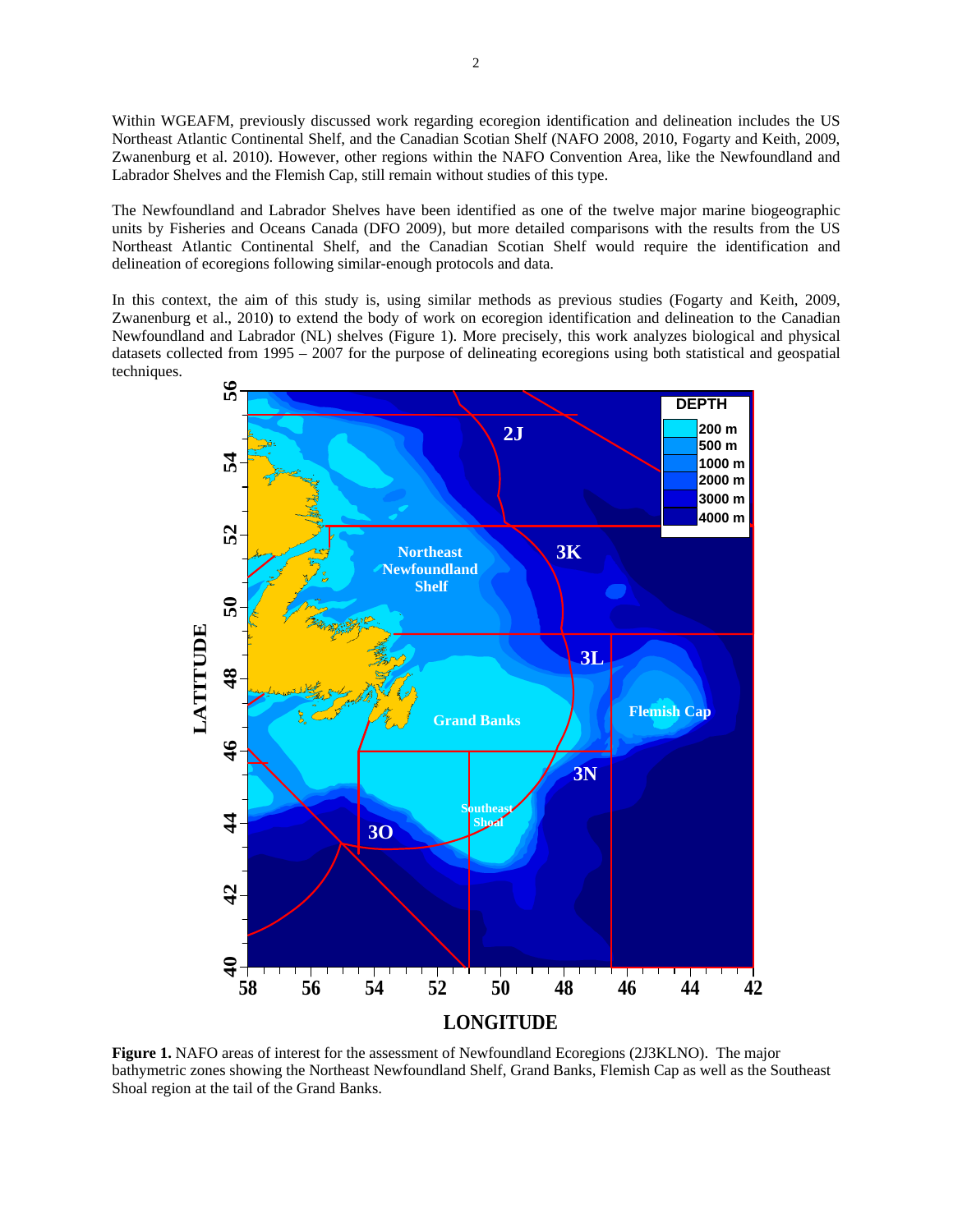Within WGEAFM, previously discussed work regarding ecoregion identification and delineation includes the US Northeast Atlantic Continental Shelf, and the Canadian Scotian Shelf (NAFO 2008, 2010, Fogarty and Keith, 2009, Zwanenburg et al. 2010). However, other regions within the NAFO Convention Area, like the Newfoundland and Labrador Shelves and the Flemish Cap, still remain without studies of this type.

The Newfoundland and Labrador Shelves have been identified as one of the twelve major marine biogeographic units by Fisheries and Oceans Canada (DFO 2009), but more detailed comparisons with the results from the US Northeast Atlantic Continental Shelf, and the Canadian Scotian Shelf would require the identification and delineation of ecoregions following similar-enough protocols and data.

In this context, the aim of this study is, using similar methods as previous studies (Fogarty and Keith, 2009, Zwanenburg et al., 2010) to extend the body of work on ecoregion identification and delineation to the Canadian Newfoundland and Labrador (NL) shelves (Figure 1). More precisely, this work analyzes biological and physical datasets collected from 1995 – 2007 for the purpose of delineating ecoregions using both statistical and geospatial techniques.

**Figure 1.** NAFO areas of interest for the assessment of Newfoundland Ecoregions (2J3KLNO). The major bathymetric zones showing the Northeast Newfoundland Shelf, Grand Banks, Flemish Cap as well as the Southeast Shoal region at the tail of the Grand Banks.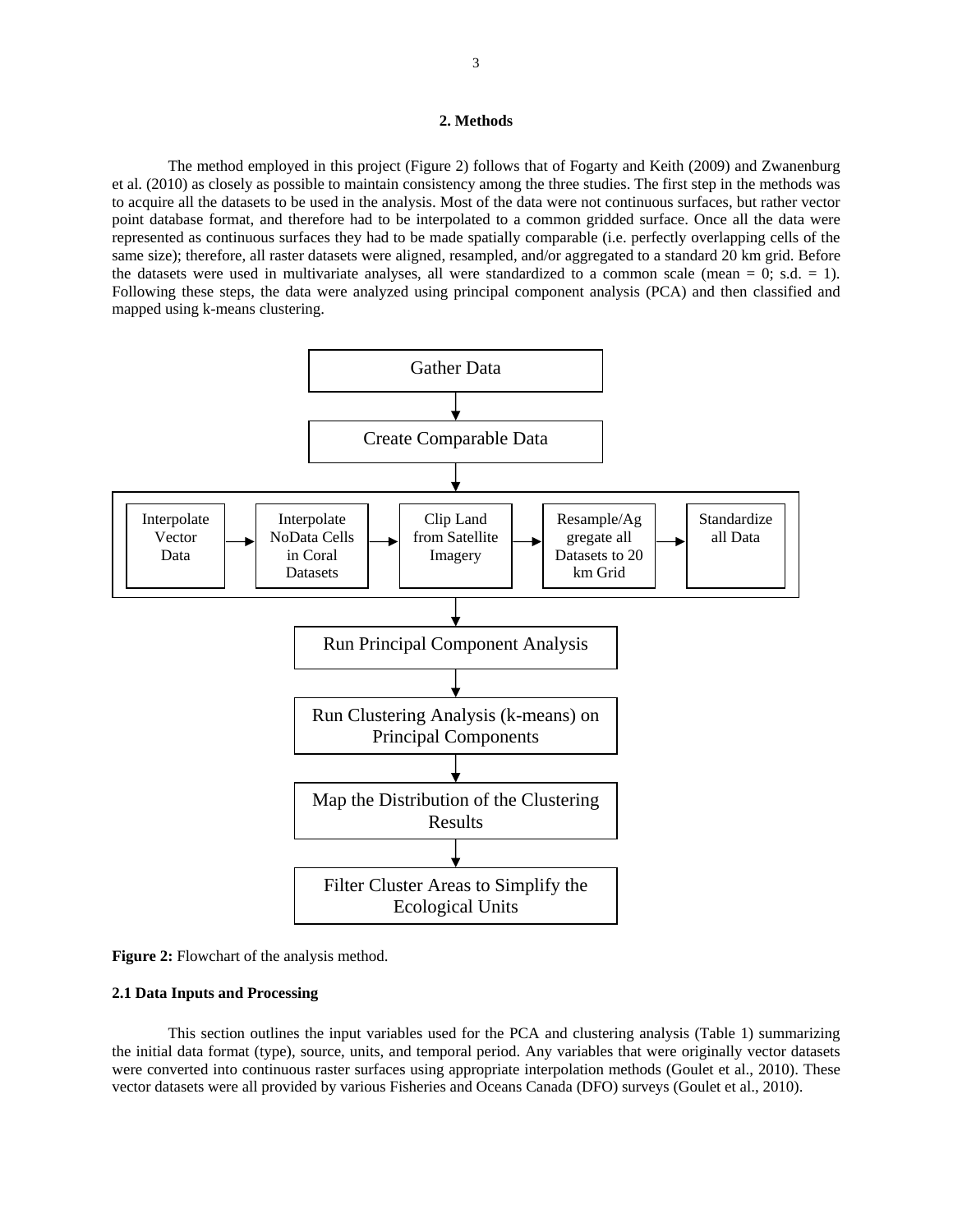## 2. Methods

The method employed in this project (Figure 2) follows that of Fogarty and Keith (2009) and Zwanenburg et al. (2010) as closely as possible to maintain consistency among the three studies. The first step in the methods was to acquire all the datasets to be used in the analysis. Most of the data were not continuous surfaces, but rather vector point database format, and therefore had to be interpolated to a common gridded surface. Once all the data were represented as continuous surfaces they had to be made spatially comparable (i.e. perfectly overlapping cells of the same size); therefore, all raster datasets were aligned, resampled, and/or aggregated to a standard 20 km grid. Before the datasets were used in multivariate analyses, all were standardized to a common scale (mean = 0; s.d. = 1). Following these steps, the data were analyzed using principal component analysis (PCA) and then classified and mapped using k-means clustering.

Gather Data → Create Comparable Data → [Interpolate Vector Data → Interpolate NoData Cells in Coral Datasets → Clip Land from Satellite Imagery → Resample/Aggregate all Datasets to 20 km Grid → Standardize all Data] → Run Principal Component Analysis → Run Clustering Analysis (k-means) on Principal Components → Map the Distribution of the Clustering Results → Filter Cluster Areas to Simplify the Ecological Units

**Figure 2:** Flowchart of the analysis method.

### 2.1 Data Inputs and Processing

This section outlines the input variables used for the PCA and clustering analysis (Table 1) summarizing the initial data format (type), source, units, and temporal period. Any variables that were originally vector datasets were converted into continuous raster surfaces using appropriate interpolation methods (Goulet et al., 2010). These vector datasets were all provided by various Fisheries and Oceans Canada (DFO) surveys (Goulet et al., 2010).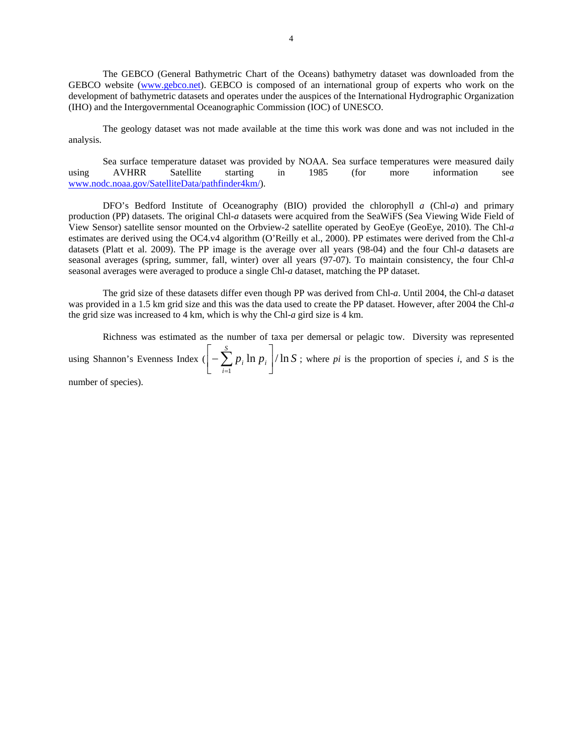The GEBCO (General Bathymetric Chart of the Oceans) bathymetry dataset was downloaded from the GEBCO website (www.gebco.net). GEBCO is composed of an international group of experts who work on the development of bathymetric datasets and operates under the auspices of the International Hydrographic Organization (IHO) and the Intergovernmental Oceanographic Commission (IOC) of UNESCO.

The geology dataset was not made available at the time this work was done and was not included in the analysis.

Sea surface temperature dataset was provided by NOAA. Sea surface temperatures were measured daily using AVHRR Satellite starting in 1985 (for more information see www.nodc.noaa.gov/SatelliteData/pathfinder4km/).

DFO's Bedford Institute of Oceanography (BIO) provided the chlorophyll *a* (Chl-*a*) and primary production (PP) datasets. The original Chl-*a* datasets were acquired from the SeaWiFS (Sea Viewing Wide Field of View Sensor) satellite sensor mounted on the Orbview-2 satellite operated by GeoEye (GeoEye, 2010). The Chl-*a* estimates are derived using the OC4.v4 algorithm (O'Reilly et al., 2000). PP estimates were derived from the Chl-*a* datasets (Platt et al. 2009). The PP image is the average over all years (98-04) and the four Chl-*a* datasets are seasonal averages (spring, summer, fall, winter) over all years (97-07). To maintain consistency, the four Chl-*a* seasonal averages were averaged to produce a single Chl-*a* dataset, matching the PP dataset.

The grid size of these datasets differ even though PP was derived from Chl-*a*. Until 2004, the Chl-*a* dataset was provided in a 1.5 km grid size and this was the data used to create the PP dataset. However, after 2004 the Chl-*a* the grid size was increased to 4 km, which is why the Chl-*a* gird size is 4 km.

Richness was estimated as the number of taxa per demersal or pelagic tow. Diversity was represented using Shannon's Evenness Index ($\left[-\sum_{i=1}^{S} p_i \ln p_i\right] / \ln S$; where *pi* is the proportion of species *i*, and *S* is the number of species).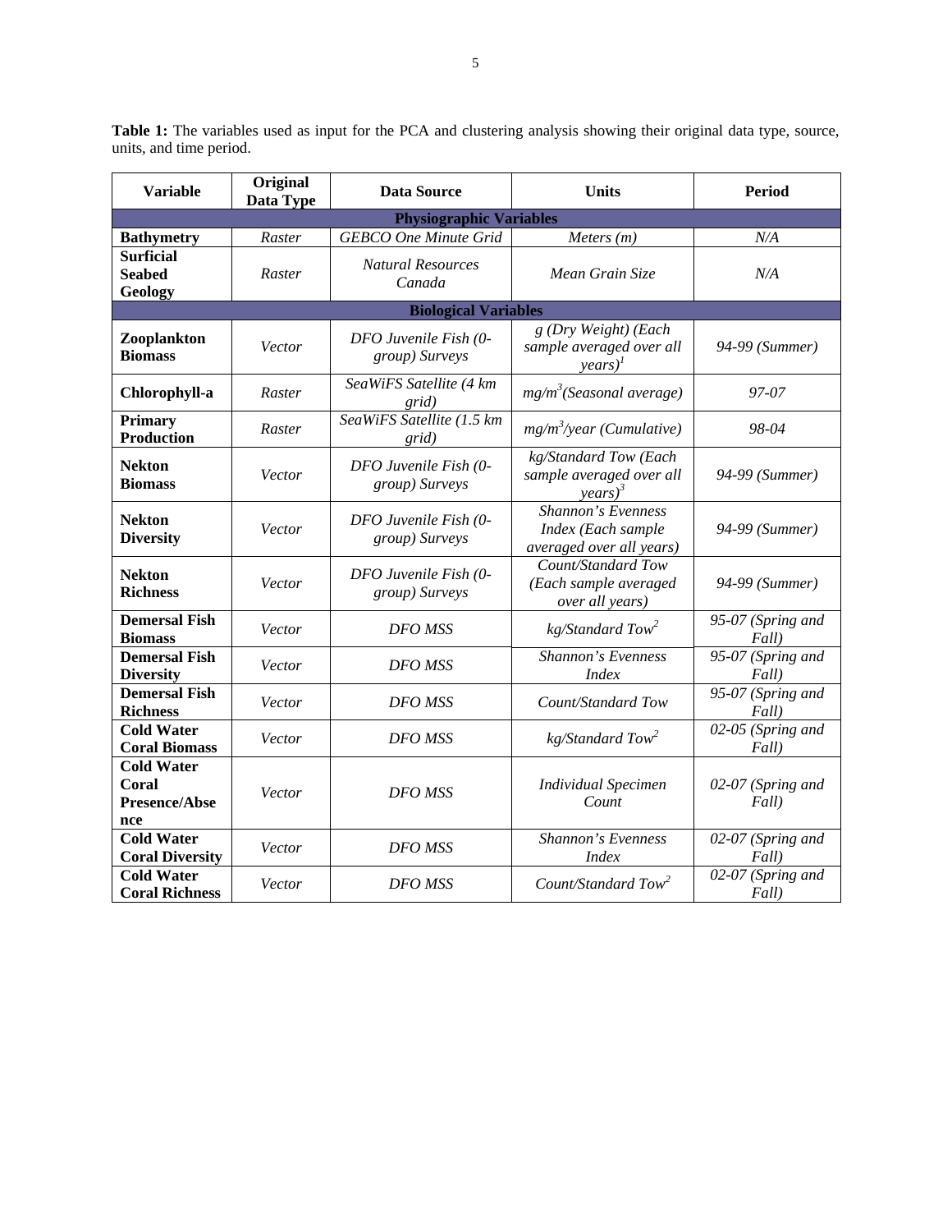**Table 1:** The variables used as input for the PCA and clustering analysis showing their original data type, source, units, and time period.

| Variable | Original Data Type | Data Source | Units | Period |
|---|---|---|---|---|
| **Physiographic Variables** | | | | |
| **Bathymetry** | *Raster* | *GEBCO One Minute Grid* | *Meters (m)* | *N/A* |
| **Surficial Seabed Geology** | *Raster* | *Natural Resources Canada* | *Mean Grain Size* | *N/A* |
| **Biological Variables** | | | | |
| **Zooplankton Biomass** | *Vector* | *DFO Juvenile Fish (0-group) Surveys* | *g (Dry Weight) (Each sample averaged over all years)*[1] | *94-99 (Summer)* |
| **Chlorophyll-a** | *Raster* | *SeaWiFS Satellite (4 km grid)* | *$mg/m^3$(Seasonal average)* | *97-07* |
| **Primary Production** | *Raster* | *SeaWiFS Satellite (1.5 km grid)* | *$mg/m^3$/year (Cumulative)* | *98-04* |
| **Nekton Biomass** | *Vector* | *DFO Juvenile Fish (0-group) Surveys* | *kg/Standard Tow (Each sample averaged over all years)*[3] | *94-99 (Summer)* |
| **Nekton Diversity** | *Vector* | *DFO Juvenile Fish (0-group) Surveys* | *Shannon's Evenness Index (Each sample averaged over all years)* | *94-99 (Summer)* |
| **Nekton Richness** | *Vector* | *DFO Juvenile Fish (0-group) Surveys* | *Count/Standard Tow (Each sample averaged over all years)* | *94-99 (Summer)* |
| **Demersal Fish Biomass** | *Vector* | *DFO MSS* | *kg/Standard Tow*[2] | *95-07 (Spring and Fall)* |
| **Demersal Fish Diversity** | *Vector* | *DFO MSS* | *Shannon's Evenness Index* | *95-07 (Spring and Fall)* |
| **Demersal Fish Richness** | *Vector* | *DFO MSS* | *Count/Standard Tow* | *95-07 (Spring and Fall)* |
| **Cold Water Coral Biomass** | *Vector* | *DFO MSS* | *kg/Standard Tow*[2] | *02-05 (Spring and Fall)* |
| **Cold Water Coral Presence/Absence** | *Vector* | *DFO MSS* | *Individual Specimen Count* | *02-07 (Spring and Fall)* |
| **Cold Water Coral Diversity** | *Vector* | *DFO MSS* | *Shannon's Evenness Index* | *02-07 (Spring and Fall)* |
| **Cold Water Coral Richness** | *Vector* | *DFO MSS* | *Count/Standard Tow*[2] | *02-07 (Spring and Fall)* |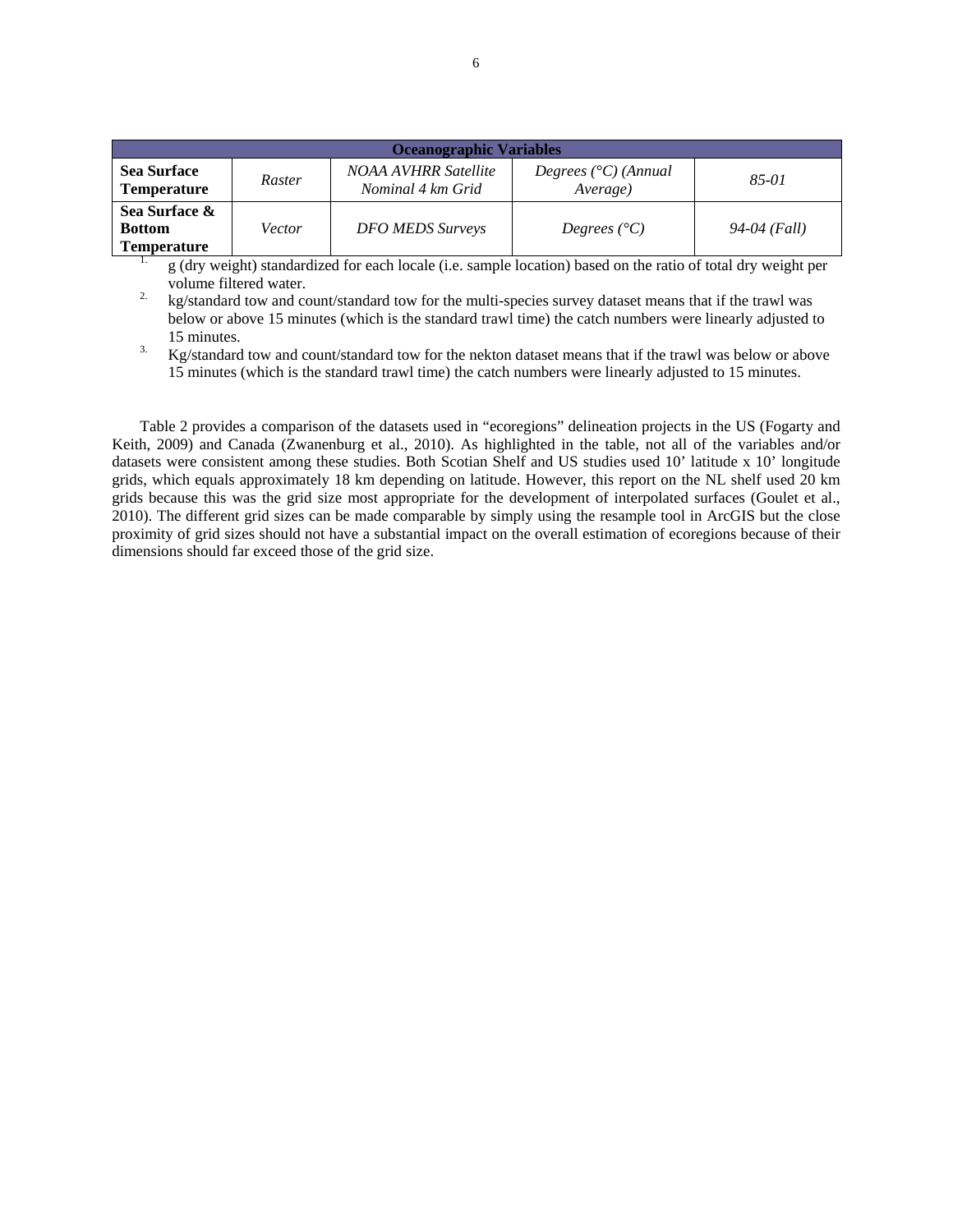| Oceanographic Variables | | | | |
|---|---|---|---|---|
| **Sea Surface Temperature** | *Raster* | *NOAA AVHRR Satellite Nominal 4 km Grid* | *Degrees (°C) (Annual Average)* | *85-01* |
| **Sea Surface & Bottom Temperature** | *Vector* | *DFO MEDS Surveys* | *Degrees (°C)* | *94-04 (Fall)* |

1. g (dry weight) standardized for each locale (i.e. sample location) based on the ratio of total dry weight per volume filtered water.
2. kg/standard tow and count/standard tow for the multi-species survey dataset means that if the trawl was below or above 15 minutes (which is the standard trawl time) the catch numbers were linearly adjusted to 15 minutes.
3. Kg/standard tow and count/standard tow for the nekton dataset means that if the trawl was below or above 15 minutes (which is the standard trawl time) the catch numbers were linearly adjusted to 15 minutes.

Table 2 provides a comparison of the datasets used in "ecoregions" delineation projects in the US (Fogarty and Keith, 2009) and Canada (Zwanenburg et al., 2010). As highlighted in the table, not all of the variables and/or datasets were consistent among these studies. Both Scotian Shelf and US studies used 10' latitude x 10' longitude grids, which equals approximately 18 km depending on latitude. However, this report on the NL shelf used 20 km grids because this was the grid size most appropriate for the development of interpolated surfaces (Goulet et al., 2010). The different grid sizes can be made comparable by simply using the resample tool in ArcGIS but the close proximity of grid sizes should not have a substantial impact on the overall estimation of ecoregions because of their dimensions should far exceed those of the grid size.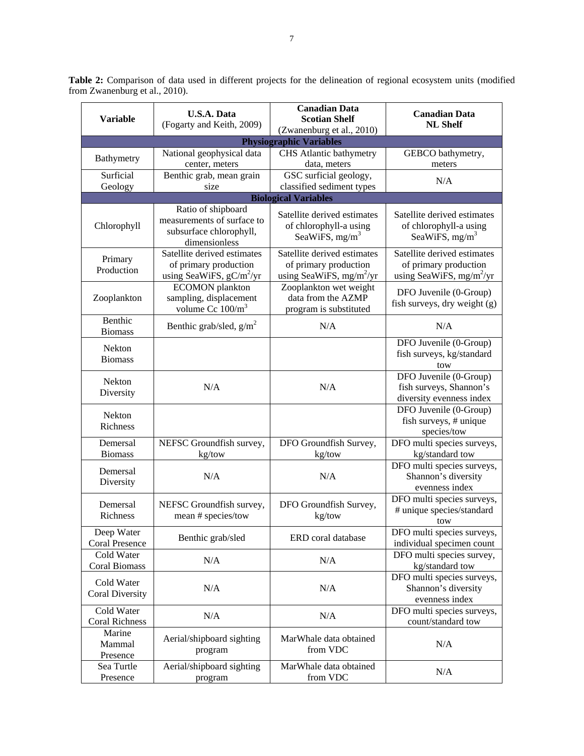**Table 2:** Comparison of data used in different projects for the delineation of regional ecosystem units (modified from Zwanenburg et al., 2010).

| Variable | U.S.A. Data (Fogarty and Keith, 2009) | Canadian Data Scotian Shelf (Zwanenburg et al., 2010) | Canadian Data NL Shelf |
|---|---|---|---|
| **Physiographic Variables** | | | |
| Bathymetry | National geophysical data center, meters | CHS Atlantic bathymetry data, meters | GEBCO bathymetry, meters |
| Surficial Geology | Benthic grab, mean grain size | GSC surficial geology, classified sediment types | N/A |
| **Biological Variables** | | | |
| Chlorophyll | Ratio of shipboard measurements of surface to subsurface chlorophyll, dimensionless | Satellite derived estimates of chlorophyll-a using SeaWiFS, $mg/m^3$ | Satellite derived estimates of chlorophyll-a using SeaWiFS, $mg/m^3$ |
| Primary Production | Satellite derived estimates of primary production using SeaWiFS, $gC/m^2/yr$ | Satellite derived estimates of primary production using SeaWiFS, $mg/m^2/yr$ | Satellite derived estimates of primary production using SeaWiFS, $mg/m^2/yr$ |
| Zooplankton | ECOMON plankton sampling, displacement volume Cc $100/m^3$ | Zooplankton wet weight data from the AZMP program is substituted | DFO Juvenile (0-Group) fish surveys, dry weight (g) |
| Benthic Biomass | Benthic grab/sled, $g/m^2$ | N/A | N/A |
| Nekton Biomass | | | DFO Juvenile (0-Group) fish surveys, kg/standard tow |
| Nekton Diversity | N/A | N/A | DFO Juvenile (0-Group) fish surveys, Shannon's diversity evenness index |
| Nekton Richness | | | DFO Juvenile (0-Group) fish surveys, # unique species/tow |
| Demersal Biomass | NEFSC Groundfish survey, kg/tow | DFO Groundfish Survey, kg/tow | DFO multi species surveys, kg/standard tow |
| Demersal Diversity | N/A | N/A | DFO multi species surveys, Shannon's diversity evenness index |
| Demersal Richness | NEFSC Groundfish survey, mean # species/tow | DFO Groundfish Survey, kg/tow | DFO multi species surveys, # unique species/standard tow |
| Deep Water Coral Presence | Benthic grab/sled | ERD coral database | DFO multi species surveys, individual specimen count |
| Cold Water Coral Biomass | N/A | N/A | DFO multi species survey, kg/standard tow |
| Cold Water Coral Diversity | N/A | N/A | DFO multi species surveys, Shannon's diversity evenness index |
| Cold Water Coral Richness | N/A | N/A | DFO multi species surveys, count/standard tow |
| Marine Mammal Presence | Aerial/shipboard sighting program | MarWhale data obtained from VDC | N/A |
| Sea Turtle Presence | Aerial/shipboard sighting program | MarWhale data obtained from VDC | N/A |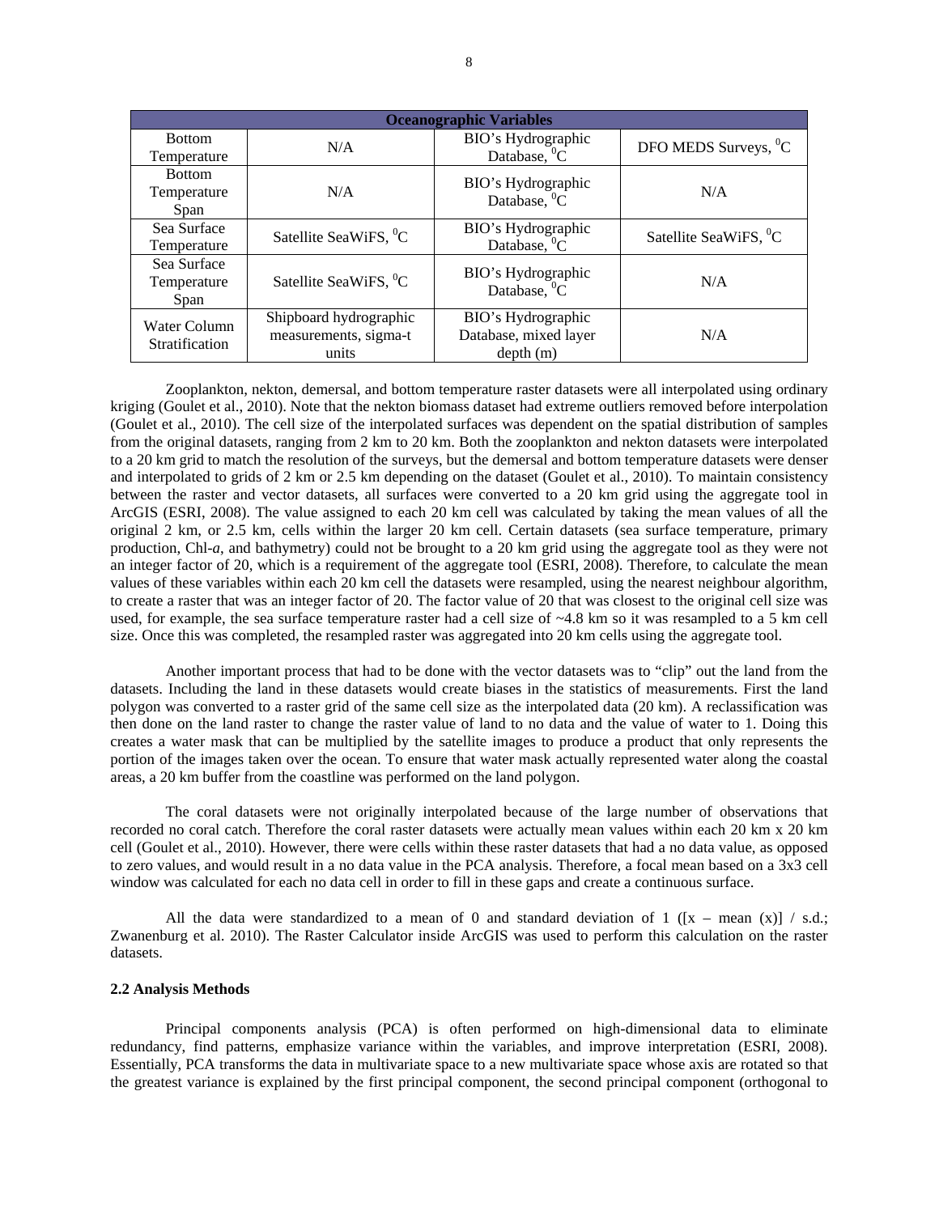| Oceanographic Variables | | | |
|---|---|---|---|
| Bottom Temperature | N/A | BIO's Hydrographic Database, $^0$C | DFO MEDS Surveys, $^0$C |
| Bottom Temperature Span | N/A | BIO's Hydrographic Database, $^0$C | N/A |
| Sea Surface Temperature | Satellite SeaWiFS, $^0$C | BIO's Hydrographic Database, $^0$C | Satellite SeaWiFS, $^0$C |
| Sea Surface Temperature Span | Satellite SeaWiFS, $^0$C | BIO's Hydrographic Database, $^0$C | N/A |
| Water Column Stratification | Shipboard hydrographic measurements, sigma-t units | BIO's Hydrographic Database, mixed layer depth (m) | N/A |

Zooplankton, nekton, demersal, and bottom temperature raster datasets were all interpolated using ordinary kriging (Goulet et al., 2010). Note that the nekton biomass dataset had extreme outliers removed before interpolation (Goulet et al., 2010). The cell size of the interpolated surfaces was dependent on the spatial distribution of samples from the original datasets, ranging from 2 km to 20 km. Both the zooplankton and nekton datasets were interpolated to a 20 km grid to match the resolution of the surveys, but the demersal and bottom temperature datasets were denser and interpolated to grids of 2 km or 2.5 km depending on the dataset (Goulet et al., 2010). To maintain consistency between the raster and vector datasets, all surfaces were converted to a 20 km grid using the aggregate tool in ArcGIS (ESRI, 2008). The value assigned to each 20 km cell was calculated by taking the mean values of all the original 2 km, or 2.5 km, cells within the larger 20 km cell. Certain datasets (sea surface temperature, primary production, Chl-*a*, and bathymetry) could not be brought to a 20 km grid using the aggregate tool as they were not an integer factor of 20, which is a requirement of the aggregate tool (ESRI, 2008). Therefore, to calculate the mean values of these variables within each 20 km cell the datasets were resampled, using the nearest neighbour algorithm, to create a raster that was an integer factor of 20. The factor value of 20 that was closest to the original cell size was used, for example, the sea surface temperature raster had a cell size of ~4.8 km so it was resampled to a 5 km cell size. Once this was completed, the resampled raster was aggregated into 20 km cells using the aggregate tool.

Another important process that had to be done with the vector datasets was to "clip" out the land from the datasets. Including the land in these datasets would create biases in the statistics of measurements. First the land polygon was converted to a raster grid of the same cell size as the interpolated data (20 km). A reclassification was then done on the land raster to change the raster value of land to no data and the value of water to 1. Doing this creates a water mask that can be multiplied by the satellite images to produce a product that only represents the portion of the images taken over the ocean. To ensure that water mask actually represented water along the coastal areas, a 20 km buffer from the coastline was performed on the land polygon.

The coral datasets were not originally interpolated because of the large number of observations that recorded no coral catch. Therefore the coral raster datasets were actually mean values within each 20 km x 20 km cell (Goulet et al., 2010). However, there were cells within these raster datasets that had a no data value, as opposed to zero values, and would result in a no data value in the PCA analysis. Therefore, a focal mean based on a 3x3 cell window was calculated for each no data cell in order to fill in these gaps and create a continuous surface.

All the data were standardized to a mean of 0 and standard deviation of 1 ([x – mean (x)] / s.d.; Zwanenburg et al. 2010). The Raster Calculator inside ArcGIS was used to perform this calculation on the raster datasets.

**2.2 Analysis Methods**

Principal components analysis (PCA) is often performed on high-dimensional data to eliminate redundancy, find patterns, emphasize variance within the variables, and improve interpretation (ESRI, 2008). Essentially, PCA transforms the data in multivariate space to a new multivariate space whose axis are rotated so that the greatest variance is explained by the first principal component, the second principal component (orthogonal to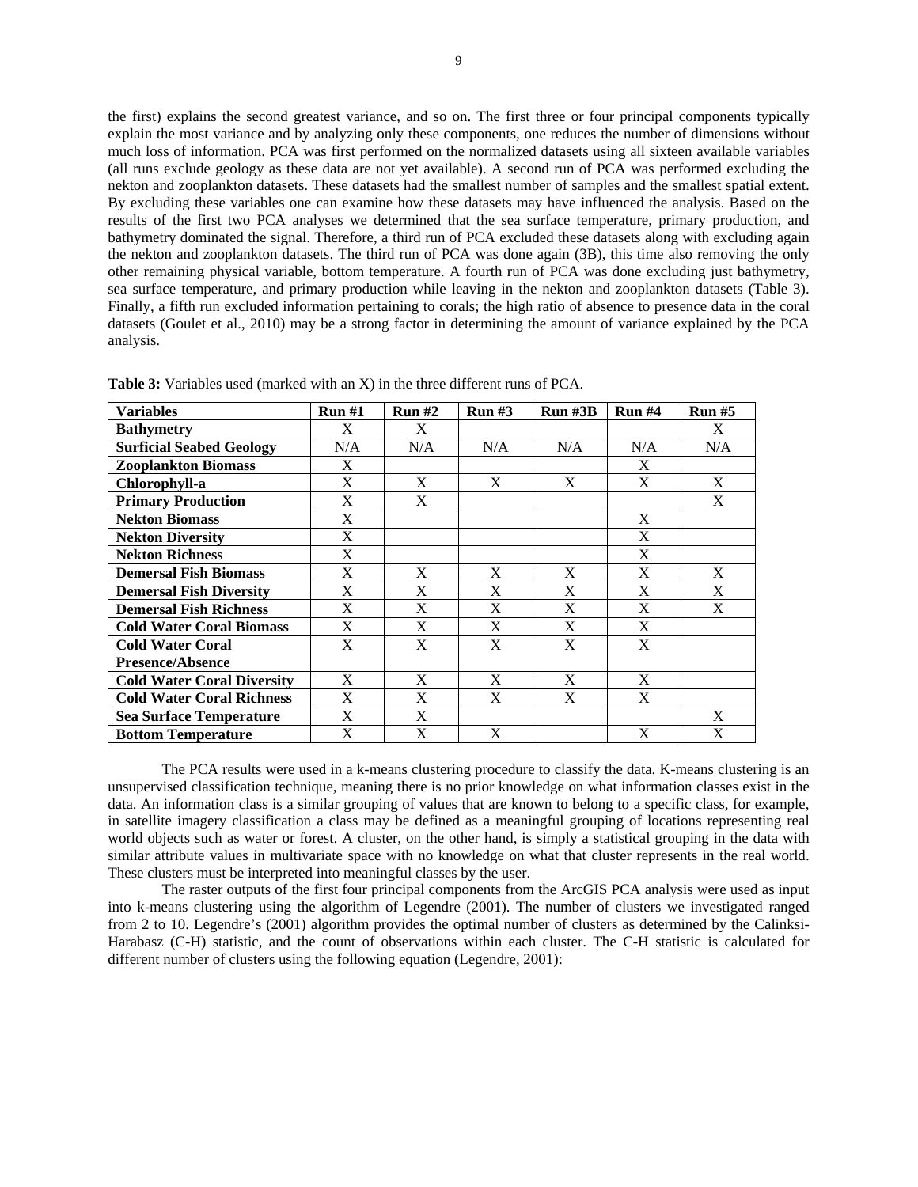the first) explains the second greatest variance, and so on. The first three or four principal components typically explain the most variance and by analyzing only these components, one reduces the number of dimensions without much loss of information. PCA was first performed on the normalized datasets using all sixteen available variables (all runs exclude geology as these data are not yet available). A second run of PCA was performed excluding the nekton and zooplankton datasets. These datasets had the smallest number of samples and the smallest spatial extent. By excluding these variables one can examine how these datasets may have influenced the analysis. Based on the results of the first two PCA analyses we determined that the sea surface temperature, primary production, and bathymetry dominated the signal. Therefore, a third run of PCA excluded these datasets along with excluding again the nekton and zooplankton datasets. The third run of PCA was done again (3B), this time also removing the only other remaining physical variable, bottom temperature. A fourth run of PCA was done excluding just bathymetry, sea surface temperature, and primary production while leaving in the nekton and zooplankton datasets (Table 3). Finally, a fifth run excluded information pertaining to corals; the high ratio of absence to presence data in the coral datasets (Goulet et al., 2010) may be a strong factor in determining the amount of variance explained by the PCA analysis.

**Table 3:** Variables used (marked with an X) in the three different runs of PCA.

| Variables | Run #1 | Run #2 | Run #3 | Run #3B | Run #4 | Run #5 |
|---|---|---|---|---|---|---|
| **Bathymetry** | X | X | | | | X |
| **Surficial Seabed Geology** | N/A | N/A | N/A | N/A | N/A | N/A |
| **Zooplankton Biomass** | X | | | | X | |
| **Chlorophyll-a** | X | X | X | X | X | X |
| **Primary Production** | X | X | | | | X |
| **Nekton Biomass** | X | | | | X | |
| **Nekton Diversity** | X | | | | X | |
| **Nekton Richness** | X | | | | X | |
| **Demersal Fish Biomass** | X | X | X | X | X | X |
| **Demersal Fish Diversity** | X | X | X | X | X | X |
| **Demersal Fish Richness** | X | X | X | X | X | X |
| **Cold Water Coral Biomass** | X | X | X | X | X | |
| **Cold Water Coral Presence/Absence** | X | X | X | X | X | |
| **Cold Water Coral Diversity** | X | X | X | X | X | |
| **Cold Water Coral Richness** | X | X | X | X | X | |
| **Sea Surface Temperature** | X | X | | | | X |
| **Bottom Temperature** | X | X | X | | X | X |

The PCA results were used in a k-means clustering procedure to classify the data. K-means clustering is an unsupervised classification technique, meaning there is no prior knowledge on what information classes exist in the data. An information class is a similar grouping of values that are known to belong to a specific class, for example, in satellite imagery classification a class may be defined as a meaningful grouping of locations representing real world objects such as water or forest. A cluster, on the other hand, is simply a statistical grouping in the data with similar attribute values in multivariate space with no knowledge on what that cluster represents in the real world. These clusters must be interpreted into meaningful classes by the user.

The raster outputs of the first four principal components from the ArcGIS PCA analysis were used as input into k-means clustering using the algorithm of Legendre (2001). The number of clusters we investigated ranged from 2 to 10. Legendre's (2001) algorithm provides the optimal number of clusters as determined by the Calinksi-Harabasz (C-H) statistic, and the count of observations within each cluster. The C-H statistic is calculated for different number of clusters using the following equation (Legendre, 2001):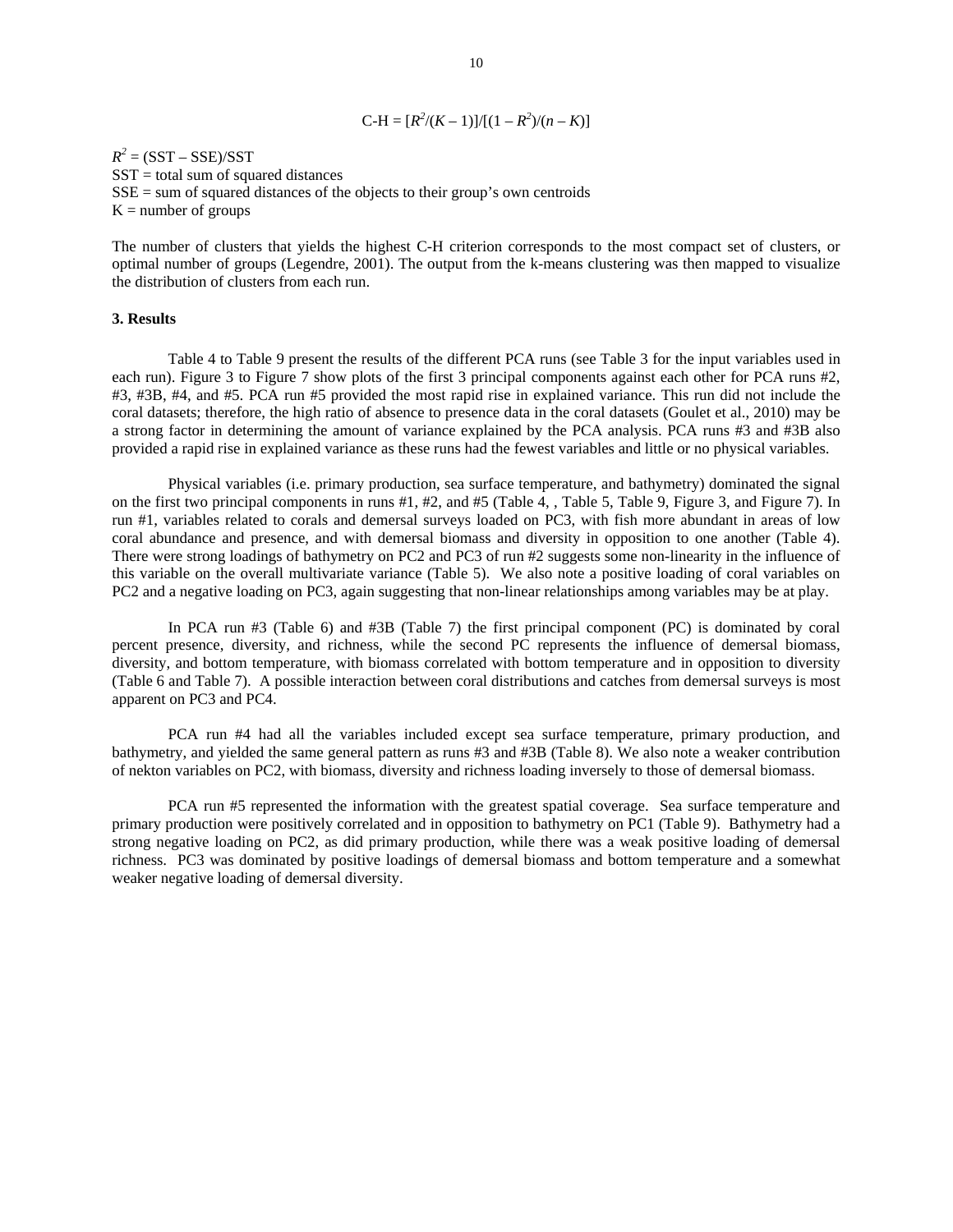$$C\text{-}H = [R^2/(K-1)]/[(1-R^2)/(n-K)]$$

$R^2 = (\text{SST} - \text{SSE})/\text{SST}$
SST = total sum of squared distances
SSE = sum of squared distances of the objects to their group's own centroids
K = number of groups

The number of clusters that yields the highest C-H criterion corresponds to the most compact set of clusters, or optimal number of groups (Legendre, 2001). The output from the k-means clustering was then mapped to visualize the distribution of clusters from each run.

## 3. Results

Table 4 to Table 9 present the results of the different PCA runs (see Table 3 for the input variables used in each run). Figure 3 to Figure 7 show plots of the first 3 principal components against each other for PCA runs #2, #3, #3B, #4, and #5. PCA run #5 provided the most rapid rise in explained variance. This run did not include the coral datasets; therefore, the high ratio of absence to presence data in the coral datasets (Goulet et al., 2010) may be a strong factor in determining the amount of variance explained by the PCA analysis. PCA runs #3 and #3B also provided a rapid rise in explained variance as these runs had the fewest variables and little or no physical variables.

Physical variables (i.e. primary production, sea surface temperature, and bathymetry) dominated the signal on the first two principal components in runs #1, #2, and #5 (Table 4, , Table 5, Table 9, Figure 3, and Figure 7). In run #1, variables related to corals and demersal surveys loaded on PC3, with fish more abundant in areas of low coral abundance and presence, and with demersal biomass and diversity in opposition to one another (Table 4). There were strong loadings of bathymetry on PC2 and PC3 of run #2 suggests some non-linearity in the influence of this variable on the overall multivariate variance (Table 5). We also note a positive loading of coral variables on PC2 and a negative loading on PC3, again suggesting that non-linear relationships among variables may be at play.

In PCA run #3 (Table 6) and #3B (Table 7) the first principal component (PC) is dominated by coral percent presence, diversity, and richness, while the second PC represents the influence of demersal biomass, diversity, and bottom temperature, with biomass correlated with bottom temperature and in opposition to diversity (Table 6 and Table 7). A possible interaction between coral distributions and catches from demersal surveys is most apparent on PC3 and PC4.

PCA run #4 had all the variables included except sea surface temperature, primary production, and bathymetry, and yielded the same general pattern as runs #3 and #3B (Table 8). We also note a weaker contribution of nekton variables on PC2, with biomass, diversity and richness loading inversely to those of demersal biomass.

PCA run #5 represented the information with the greatest spatial coverage. Sea surface temperature and primary production were positively correlated and in opposition to bathymetry on PC1 (Table 9). Bathymetry had a strong negative loading on PC2, as did primary production, while there was a weak positive loading of demersal richness. PC3 was dominated by positive loadings of demersal biomass and bottom temperature and a somewhat weaker negative loading of demersal diversity.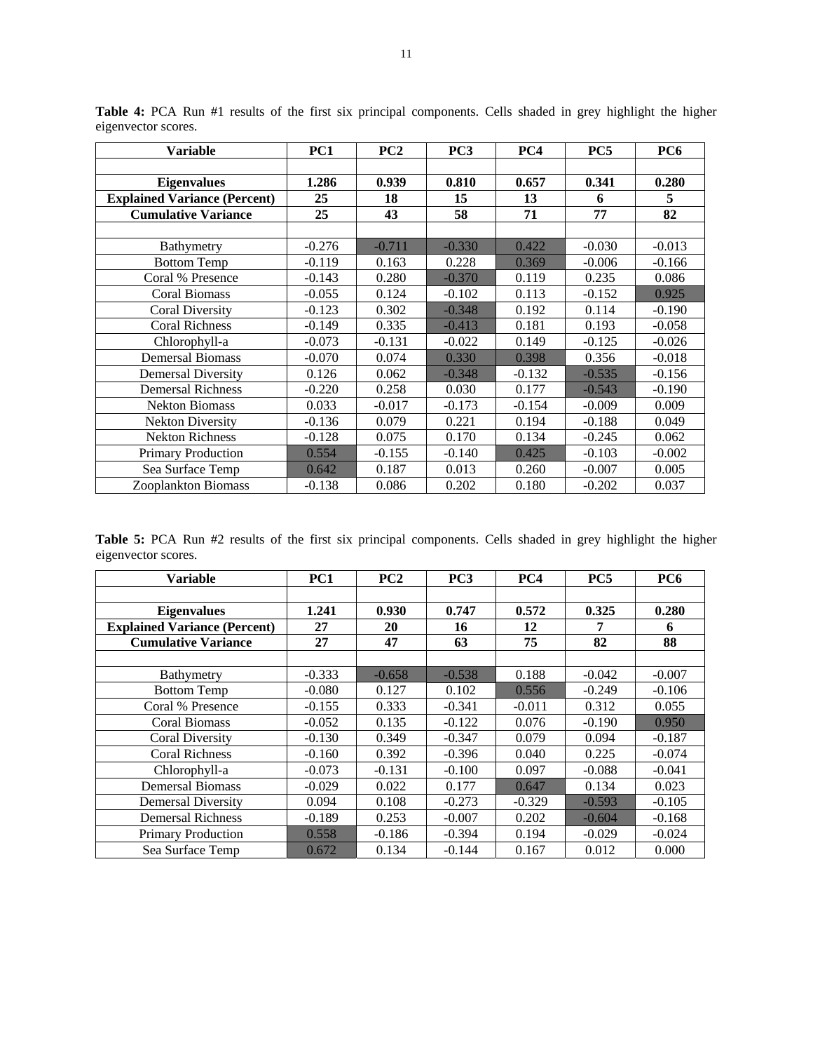**Table 4:** PCA Run #1 results of the first six principal components. Cells shaded in grey highlight the higher eigenvector scores.

| Variable | PC1 | PC2 | PC3 | PC4 | PC5 | PC6 |
|---|---|---|---|---|---|---|
| | | | | | | |
| **Eigenvalues** | **1.286** | **0.939** | **0.810** | **0.657** | **0.341** | **0.280** |
| **Explained Variance (Percent)** | **25** | **18** | **15** | **13** | **6** | **5** |
| **Cumulative Variance** | **25** | **43** | **58** | **71** | **77** | **82** |
| | | | | | | |
| Bathymetry | -0.276 | -0.711 | -0.330 | 0.422 | -0.030 | -0.013 |
| Bottom Temp | -0.119 | 0.163 | 0.228 | 0.369 | -0.006 | -0.166 |
| Coral % Presence | -0.143 | 0.280 | -0.370 | 0.119 | 0.235 | 0.086 |
| Coral Biomass | -0.055 | 0.124 | -0.102 | 0.113 | -0.152 | 0.925 |
| Coral Diversity | -0.123 | 0.302 | -0.348 | 0.192 | 0.114 | -0.190 |
| Coral Richness | -0.149 | 0.335 | -0.413 | 0.181 | 0.193 | -0.058 |
| Chlorophyll-a | -0.073 | -0.131 | -0.022 | 0.149 | -0.125 | -0.026 |
| Demersal Biomass | -0.070 | 0.074 | 0.330 | 0.398 | 0.356 | -0.018 |
| Demersal Diversity | 0.126 | 0.062 | -0.348 | -0.132 | -0.535 | -0.156 |
| Demersal Richness | -0.220 | 0.258 | 0.030 | 0.177 | -0.543 | -0.190 |
| Nekton Biomass | 0.033 | -0.017 | -0.173 | -0.154 | -0.009 | 0.009 |
| Nekton Diversity | -0.136 | 0.079 | 0.221 | 0.194 | -0.188 | 0.049 |
| Nekton Richness | -0.128 | 0.075 | 0.170 | 0.134 | -0.245 | 0.062 |
| Primary Production | 0.554 | -0.155 | -0.140 | 0.425 | -0.103 | -0.002 |
| Sea Surface Temp | 0.642 | 0.187 | 0.013 | 0.260 | -0.007 | 0.005 |
| Zooplankton Biomass | -0.138 | 0.086 | 0.202 | 0.180 | -0.202 | 0.037 |

**Table 5:** PCA Run #2 results of the first six principal components. Cells shaded in grey highlight the higher eigenvector scores.

| Variable | PC1 | PC2 | PC3 | PC4 | PC5 | PC6 |
|---|---|---|---|---|---|---|
| | | | | | | |
| **Eigenvalues** | **1.241** | **0.930** | **0.747** | **0.572** | **0.325** | **0.280** |
| **Explained Variance (Percent)** | **27** | **20** | **16** | **12** | **7** | **6** |
| **Cumulative Variance** | **27** | **47** | **63** | **75** | **82** | **88** |
| | | | | | | |
| Bathymetry | -0.333 | -0.658 | -0.538 | 0.188 | -0.042 | -0.007 |
| Bottom Temp | -0.080 | 0.127 | 0.102 | 0.556 | -0.249 | -0.106 |
| Coral % Presence | -0.155 | 0.333 | -0.341 | -0.011 | 0.312 | 0.055 |
| Coral Biomass | -0.052 | 0.135 | -0.122 | 0.076 | -0.190 | 0.950 |
| Coral Diversity | -0.130 | 0.349 | -0.347 | 0.079 | 0.094 | -0.187 |
| Coral Richness | -0.160 | 0.392 | -0.396 | 0.040 | 0.225 | -0.074 |
| Chlorophyll-a | -0.073 | -0.131 | -0.100 | 0.097 | -0.088 | -0.041 |
| Demersal Biomass | -0.029 | 0.022 | 0.177 | 0.647 | 0.134 | 0.023 |
| Demersal Diversity | 0.094 | 0.108 | -0.273 | -0.329 | -0.593 | -0.105 |
| Demersal Richness | -0.189 | 0.253 | -0.007 | 0.202 | -0.604 | -0.168 |
| Primary Production | 0.558 | -0.186 | -0.394 | 0.194 | -0.029 | -0.024 |
| Sea Surface Temp | 0.672 | 0.134 | -0.144 | 0.167 | 0.012 | 0.000 |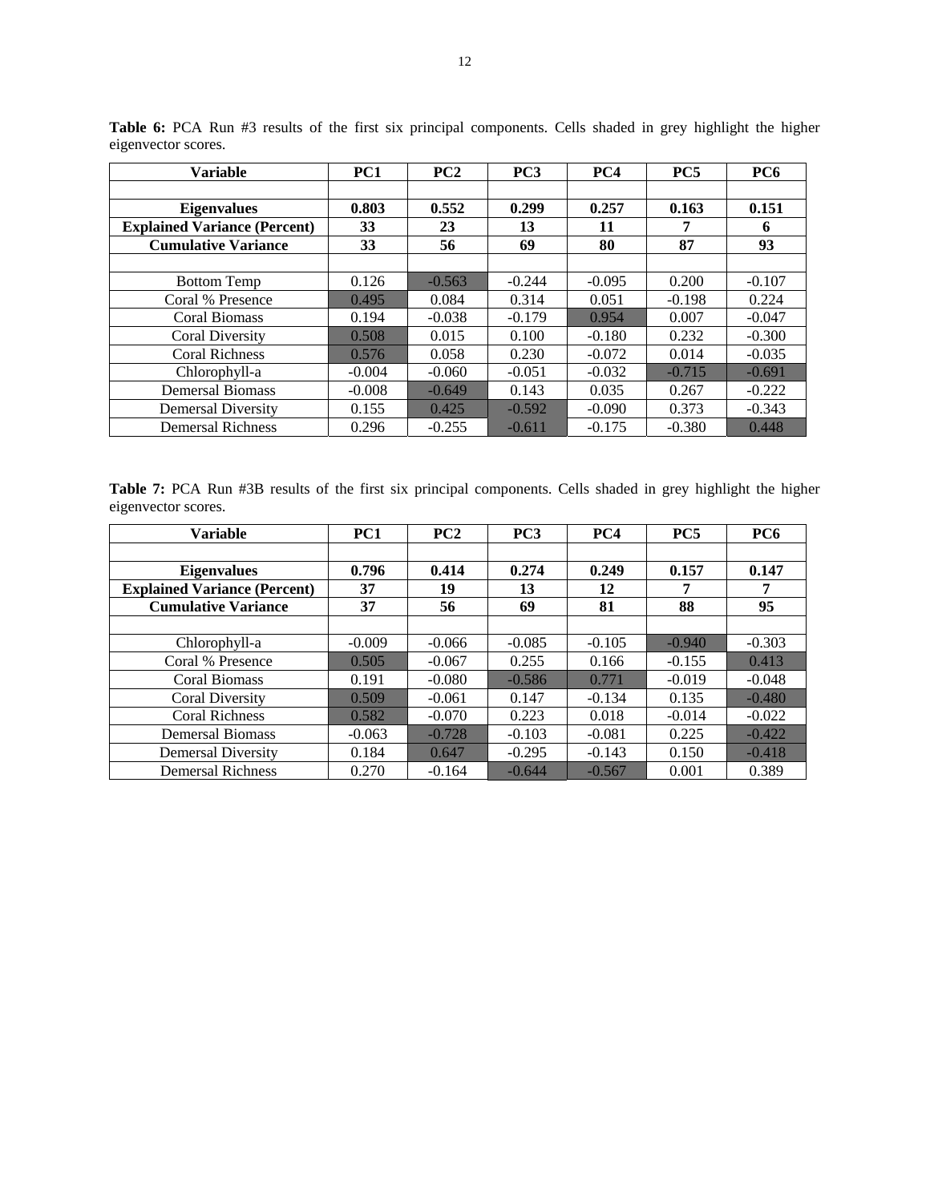**Table 6:** PCA Run #3 results of the first six principal components. Cells shaded in grey highlight the higher eigenvector scores.

| Variable | PC1 | PC2 | PC3 | PC4 | PC5 | PC6 |
|---|---|---|---|---|---|---|
| | | | | | | |
| **Eigenvalues** | **0.803** | **0.552** | **0.299** | **0.257** | **0.163** | **0.151** |
| **Explained Variance (Percent)** | **33** | **23** | **13** | **11** | **7** | **6** |
| **Cumulative Variance** | **33** | **56** | **69** | **80** | **87** | **93** |
| | | | | | | |
| Bottom Temp | 0.126 | -0.563 | -0.244 | -0.095 | 0.200 | -0.107 |
| Coral % Presence | 0.495 | 0.084 | 0.314 | 0.051 | -0.198 | 0.224 |
| Coral Biomass | 0.194 | -0.038 | -0.179 | 0.954 | 0.007 | -0.047 |
| Coral Diversity | 0.508 | 0.015 | 0.100 | -0.180 | 0.232 | -0.300 |
| Coral Richness | 0.576 | 0.058 | 0.230 | -0.072 | 0.014 | -0.035 |
| Chlorophyll-a | -0.004 | -0.060 | -0.051 | -0.032 | -0.715 | -0.691 |
| Demersal Biomass | -0.008 | -0.649 | 0.143 | 0.035 | 0.267 | -0.222 |
| Demersal Diversity | 0.155 | 0.425 | -0.592 | -0.090 | 0.373 | -0.343 |
| Demersal Richness | 0.296 | -0.255 | -0.611 | -0.175 | -0.380 | 0.448 |

**Table 7:** PCA Run #3B results of the first six principal components. Cells shaded in grey highlight the higher eigenvector scores.

| Variable | PC1 | PC2 | PC3 | PC4 | PC5 | PC6 |
|---|---|---|---|---|---|---|
| | | | | | | |
| **Eigenvalues** | **0.796** | **0.414** | **0.274** | **0.249** | **0.157** | **0.147** |
| **Explained Variance (Percent)** | **37** | **19** | **13** | **12** | **7** | **7** |
| **Cumulative Variance** | **37** | **56** | **69** | **81** | **88** | **95** |
| | | | | | | |
| Chlorophyll-a | -0.009 | -0.066 | -0.085 | -0.105 | -0.940 | -0.303 |
| Coral % Presence | 0.505 | -0.067 | 0.255 | 0.166 | -0.155 | 0.413 |
| Coral Biomass | 0.191 | -0.080 | -0.586 | 0.771 | -0.019 | -0.048 |
| Coral Diversity | 0.509 | -0.061 | 0.147 | -0.134 | 0.135 | -0.480 |
| Coral Richness | 0.582 | -0.070 | 0.223 | 0.018 | -0.014 | -0.022 |
| Demersal Biomass | -0.063 | -0.728 | -0.103 | -0.081 | 0.225 | -0.422 |
| Demersal Diversity | 0.184 | 0.647 | -0.295 | -0.143 | 0.150 | -0.418 |
| Demersal Richness | 0.270 | -0.164 | -0.644 | -0.567 | 0.001 | 0.389 |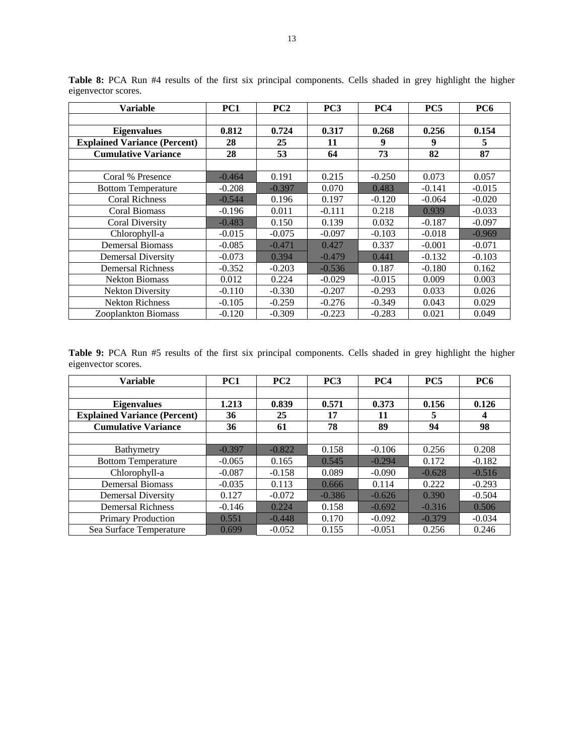**Table 8:** PCA Run #4 results of the first six principal components. Cells shaded in grey highlight the higher eigenvector scores.

| Variable | PC1 | PC2 | PC3 | PC4 | PC5 | PC6 |
|---|---|---|---|---|---|---|
| | | | | | | |
| **Eigenvalues** | **0.812** | **0.724** | **0.317** | **0.268** | **0.256** | **0.154** |
| **Explained Variance (Percent)** | **28** | **25** | **11** | **9** | **9** | **5** |
| **Cumulative Variance** | **28** | **53** | **64** | **73** | **82** | **87** |
| | | | | | | |
| Coral % Presence | -0.464 | 0.191 | 0.215 | -0.250 | 0.073 | 0.057 |
| Bottom Temperature | -0.208 | -0.397 | 0.070 | 0.483 | -0.141 | -0.015 |
| Coral Richness | -0.544 | 0.196 | 0.197 | -0.120 | -0.064 | -0.020 |
| Coral Biomass | -0.196 | 0.011 | -0.111 | 0.218 | 0.939 | -0.033 |
| Coral Diversity | -0.483 | 0.150 | 0.139 | 0.032 | -0.187 | -0.097 |
| Chlorophyll-a | -0.015 | -0.075 | -0.097 | -0.103 | -0.018 | -0.969 |
| Demersal Biomass | -0.085 | -0.471 | 0.427 | 0.337 | -0.001 | -0.071 |
| Demersal Diversity | -0.073 | 0.394 | -0.479 | 0.441 | -0.132 | -0.103 |
| Demersal Richness | -0.352 | -0.203 | -0.536 | 0.187 | -0.180 | 0.162 |
| Nekton Biomass | 0.012 | 0.224 | -0.029 | -0.015 | 0.009 | 0.003 |
| Nekton Diversity | -0.110 | -0.330 | -0.207 | -0.293 | 0.033 | 0.026 |
| Nekton Richness | -0.105 | -0.259 | -0.276 | -0.349 | 0.043 | 0.029 |
| Zooplankton Biomass | -0.120 | -0.309 | -0.223 | -0.283 | 0.021 | 0.049 |

**Table 9:** PCA Run #5 results of the first six principal components. Cells shaded in grey highlight the higher eigenvector scores.

| Variable | PC1 | PC2 | PC3 | PC4 | PC5 | PC6 |
|---|---|---|---|---|---|---|
| | | | | | | |
| **Eigenvalues** | **1.213** | **0.839** | **0.571** | **0.373** | **0.156** | **0.126** |
| **Explained Variance (Percent)** | **36** | **25** | **17** | **11** | **5** | **4** |
| **Cumulative Variance** | **36** | **61** | **78** | **89** | **94** | **98** |
| | | | | | | |
| Bathymetry | -0.397 | -0.822 | 0.158 | -0.106 | 0.256 | 0.208 |
| Bottom Temperature | -0.065 | 0.165 | 0.545 | -0.294 | 0.172 | -0.182 |
| Chlorophyll-a | -0.087 | -0.158 | 0.089 | -0.090 | -0.628 | -0.516 |
| Demersal Biomass | -0.035 | 0.113 | 0.666 | 0.114 | 0.222 | -0.293 |
| Demersal Diversity | 0.127 | -0.072 | -0.386 | -0.626 | 0.390 | -0.504 |
| Demersal Richness | -0.146 | 0.224 | 0.158 | -0.692 | -0.316 | 0.506 |
| Primary Production | 0.551 | -0.448 | 0.170 | -0.092 | -0.379 | -0.034 |
| Sea Surface Temperature | 0.699 | -0.052 | 0.155 | -0.051 | 0.256 | 0.246 |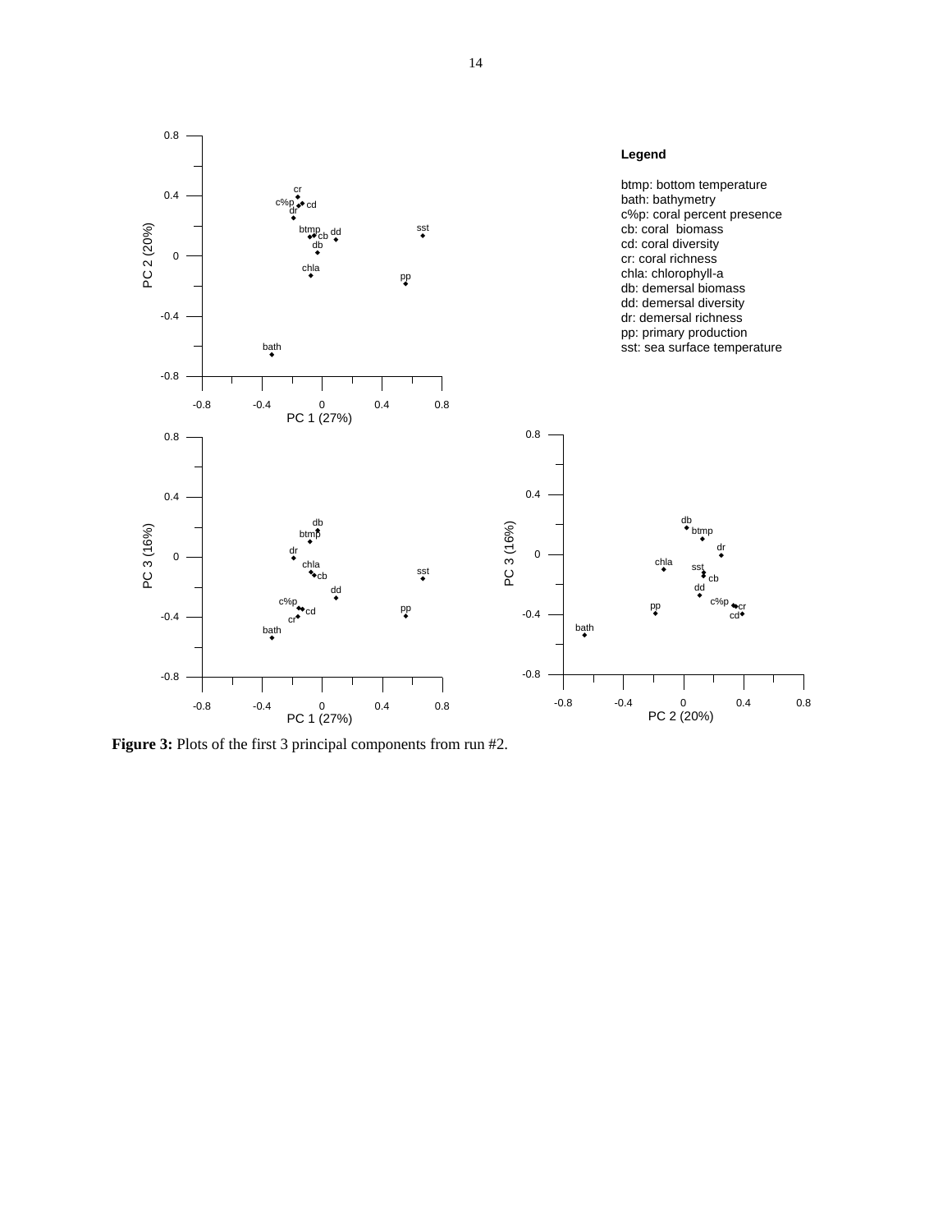**Legend**

btmp: bottom temperature
bath: bathymetry
c%p: coral percent presence
cb: coral biomass
cd: coral diversity
cr: coral richness
chla: chlorophyll-a
db: demersal biomass
dd: demersal diversity
dr: demersal richness
pp: primary production
sst: sea surface temperature

**Figure 3:** Plots of the first 3 principal components from run #2.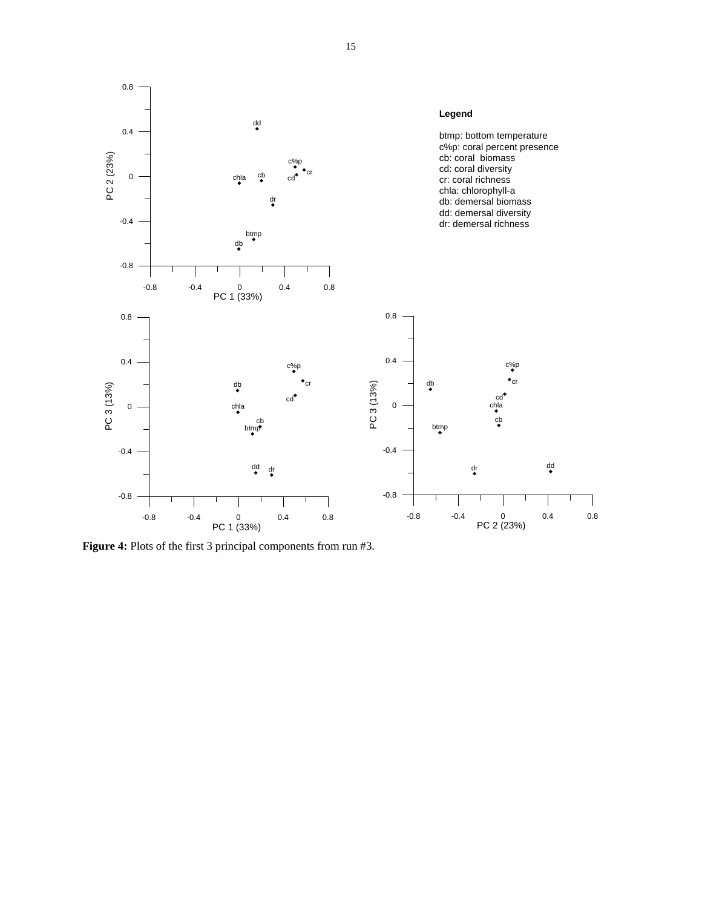Legend

btmp: bottom temperature
c%p: coral percent presence
cb: coral biomass
cd: coral diversity
cr: coral richness
chla: chlorophyll-a
db: demersal biomass
dd: demersal diversity
dr: demersal richness

**Figure 4:** Plots of the first 3 principal components from run #3.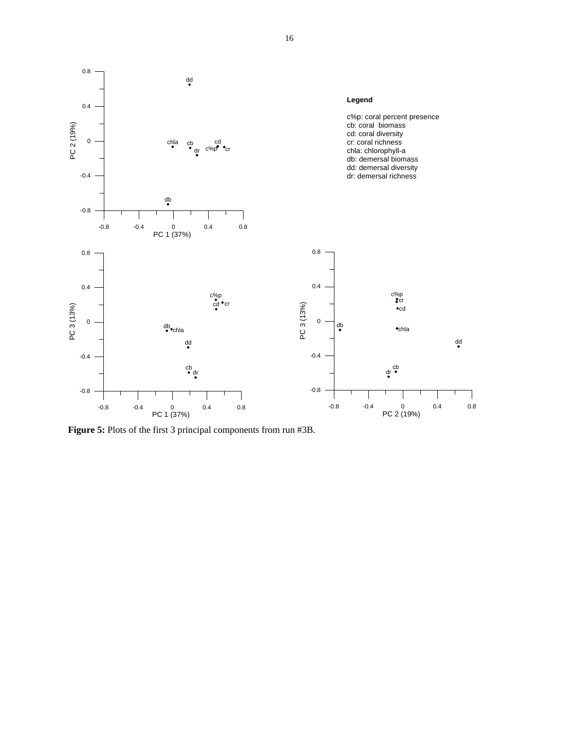**Legend**

c%p: coral percent presence
cb: coral biomass
cd: coral diversity
cr: coral richness
chla: chlorophyll-a
db: demersal biomass
dd: demersal diversity
dr: demersal richness

**Figure 5:** Plots of the first 3 principal components from run #3B.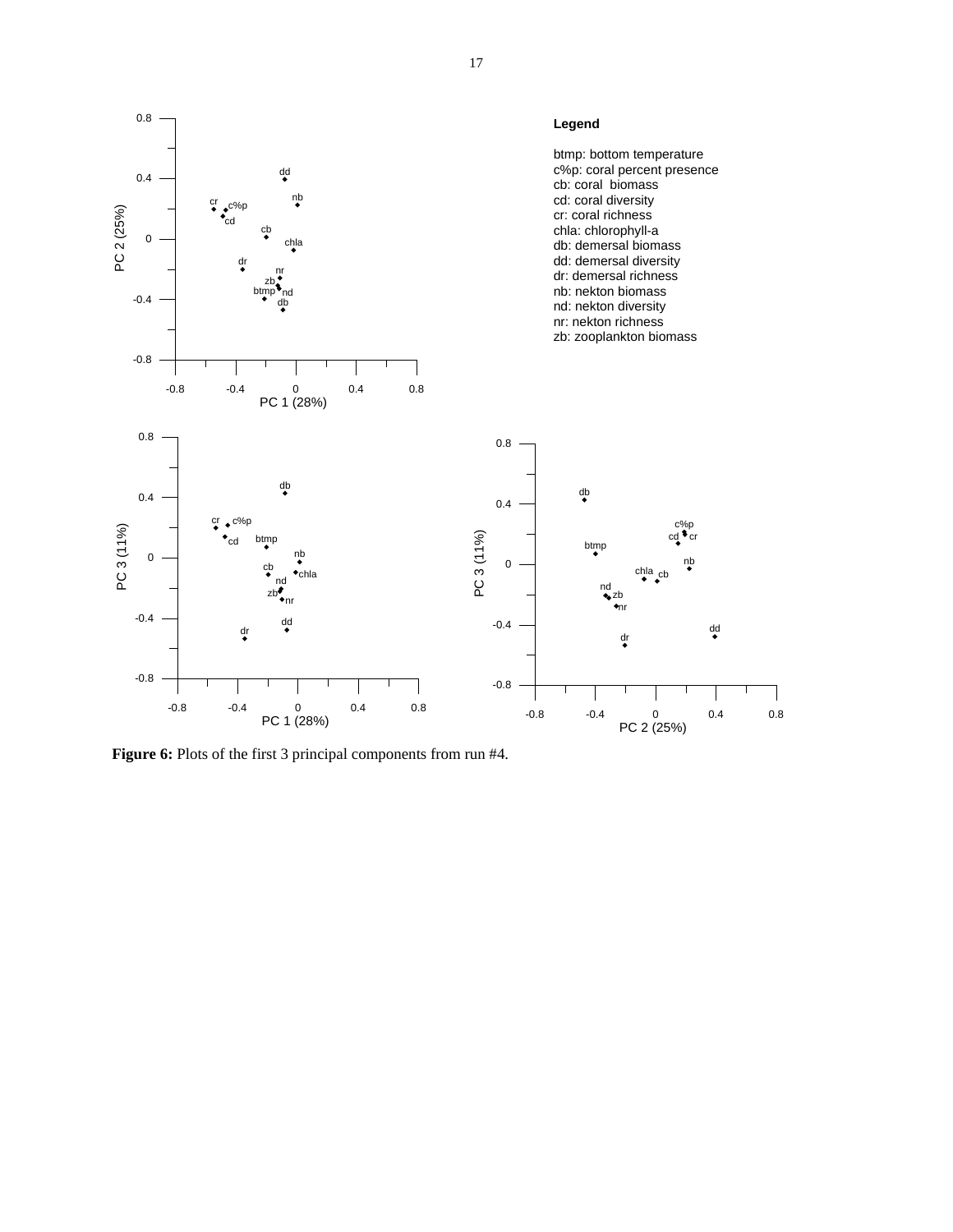**Legend**

btmp: bottom temperature
c%p: coral percent presence
cb: coral biomass
cd: coral diversity
cr: coral richness
chla: chlorophyll-a
db: demersal biomass
dd: demersal diversity
dr: demersal richness
nb: nekton biomass
nd: nekton diversity
nr: nekton richness
zb: zooplankton biomass

**Figure 6:** Plots of the first 3 principal components from run #4.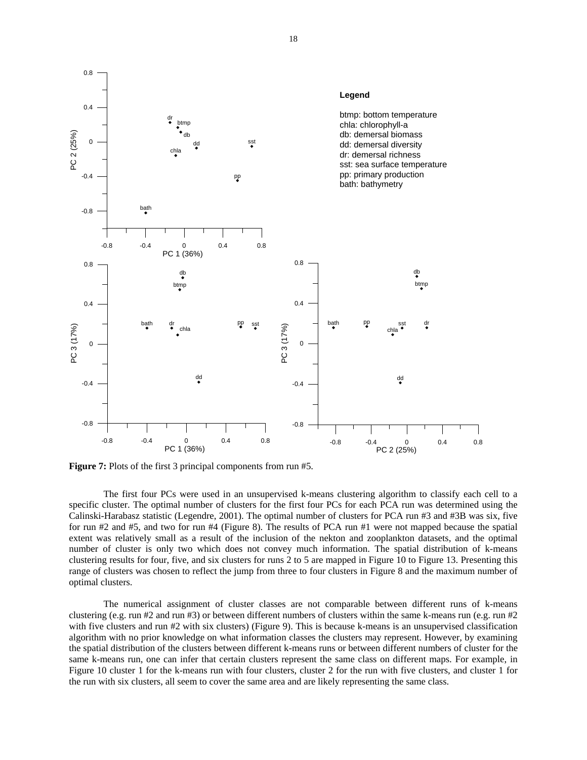**Figure 7:** Plots of the first 3 principal components from run #5.

The first four PCs were used in an unsupervised k-means clustering algorithm to classify each cell to a specific cluster. The optimal number of clusters for the first four PCs for each PCA run was determined using the Calinski-Harabasz statistic (Legendre, 2001). The optimal number of clusters for PCA run #3 and #3B was six, five for run #2 and #5, and two for run #4 (Figure 8). The results of PCA run #1 were not mapped because the spatial extent was relatively small as a result of the inclusion of the nekton and zooplankton datasets, and the optimal number of cluster is only two which does not convey much information. The spatial distribution of k-means clustering results for four, five, and six clusters for runs 2 to 5 are mapped in Figure 10 to Figure 13. Presenting this range of clusters was chosen to reflect the jump from three to four clusters in Figure 8 and the maximum number of optimal clusters.

The numerical assignment of cluster classes are not comparable between different runs of k-means clustering (e.g. run #2 and run #3) or between different numbers of clusters within the same k-means run (e.g. run #2 with five clusters and run #2 with six clusters) (Figure 9). This is because k-means is an unsupervised classification algorithm with no prior knowledge on what information classes the clusters may represent. However, by examining the spatial distribution of the clusters between different k-means runs or between different numbers of cluster for the same k-means run, one can infer that certain clusters represent the same class on different maps. For example, in Figure 10 cluster 1 for the k-means run with four clusters, cluster 2 for the run with five clusters, and cluster 1 for the run with six clusters, all seem to cover the same area and are likely representing the same class.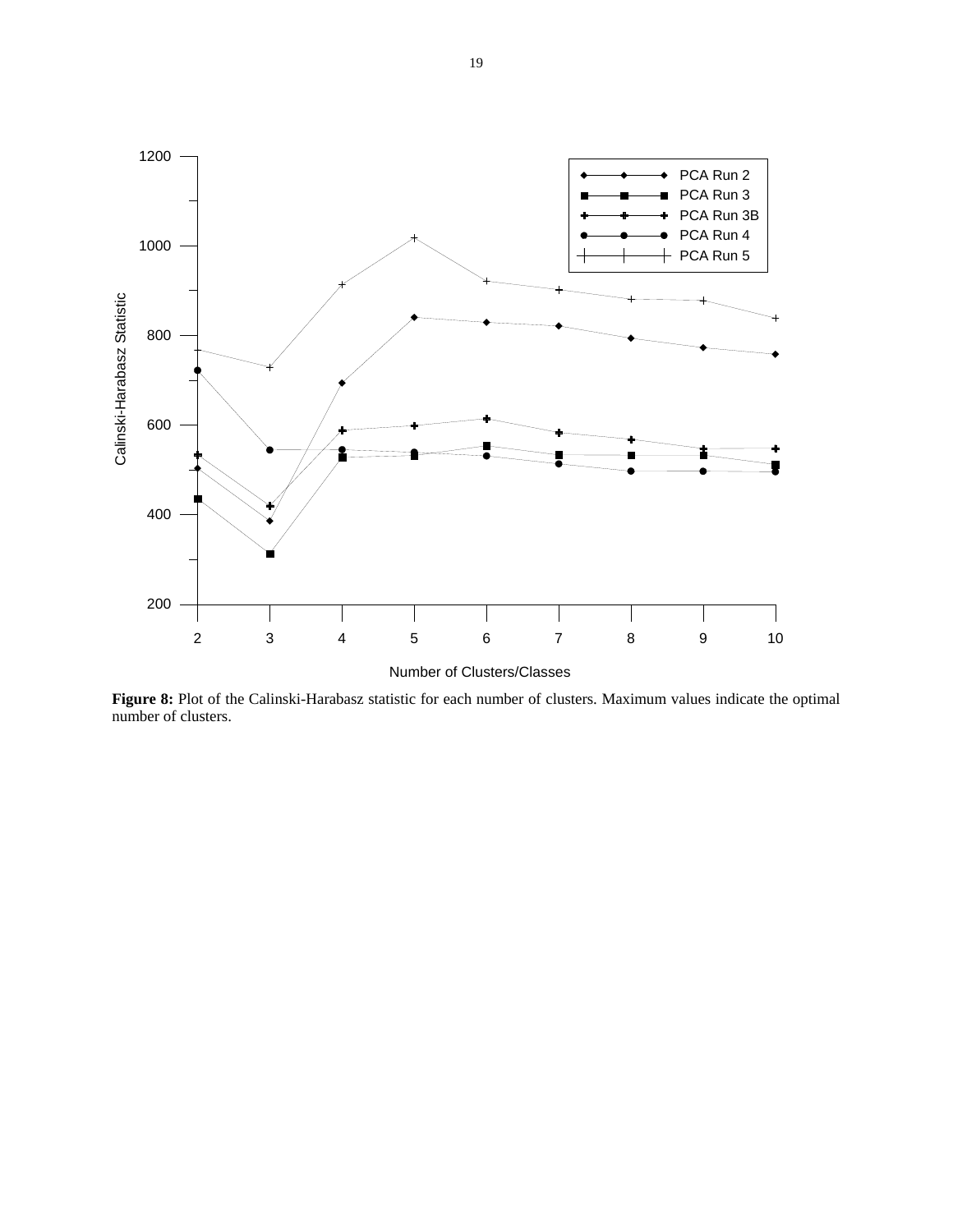**Figure 8:** Plot of the Calinski-Harabasz statistic for each number of clusters. Maximum values indicate the optimal number of clusters.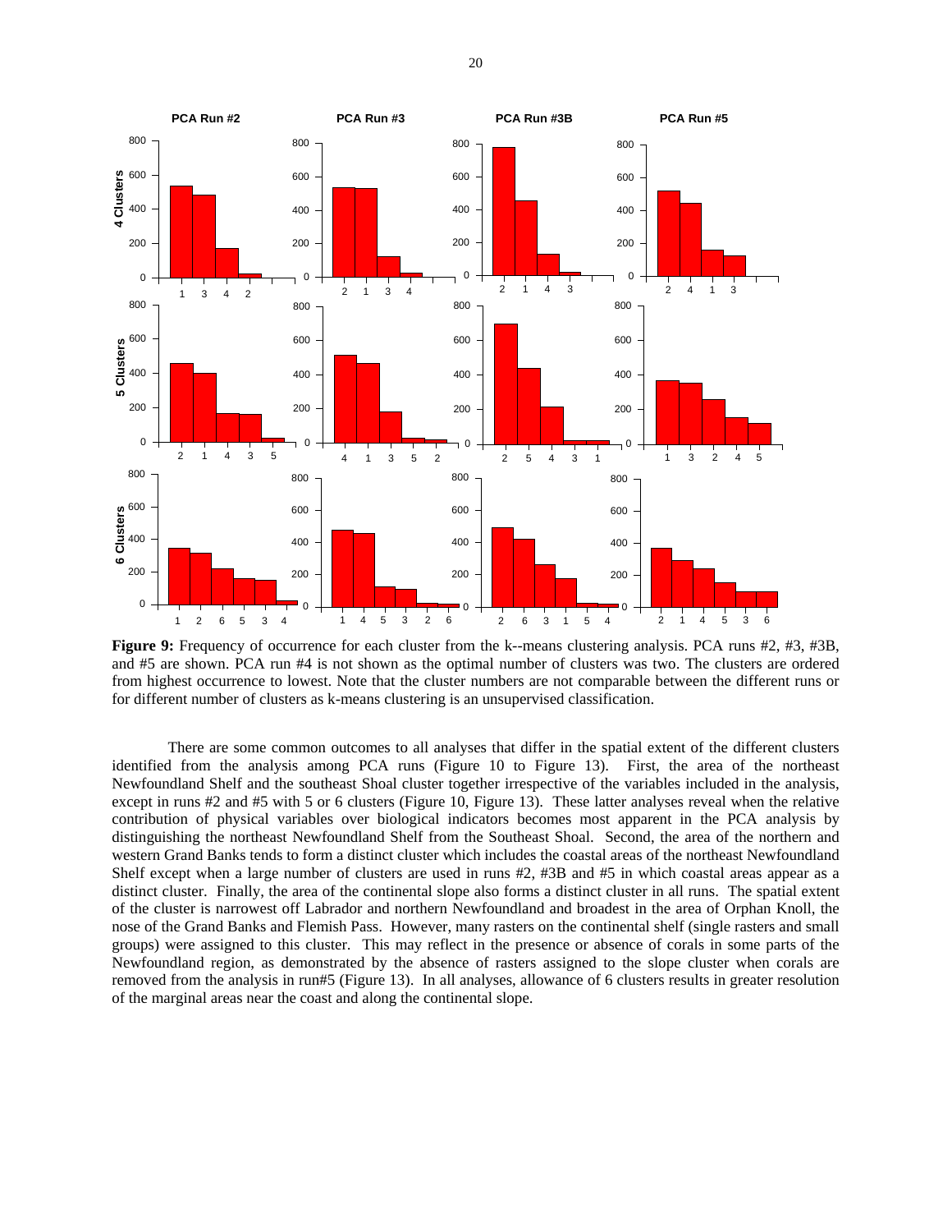**Figure 9:** Frequency of occurrence for each cluster from the k--means clustering analysis. PCA runs #2, #3, #3B, and #5 are shown. PCA run #4 is not shown as the optimal number of clusters was two. The clusters are ordered from highest occurrence to lowest. Note that the cluster numbers are not comparable between the different runs or for different number of clusters as k-means clustering is an unsupervised classification.

There are some common outcomes to all analyses that differ in the spatial extent of the different clusters identified from the analysis among PCA runs (Figure 10 to Figure 13). First, the area of the northeast Newfoundland Shelf and the southeast Shoal cluster together irrespective of the variables included in the analysis, except in runs #2 and #5 with 5 or 6 clusters (Figure 10, Figure 13). These latter analyses reveal when the relative contribution of physical variables over biological indicators becomes most apparent in the PCA analysis by distinguishing the northeast Newfoundland Shelf from the Southeast Shoal. Second, the area of the northern and western Grand Banks tends to form a distinct cluster which includes the coastal areas of the northeast Newfoundland Shelf except when a large number of clusters are used in runs #2, #3B and #5 in which coastal areas appear as a distinct cluster. Finally, the area of the continental slope also forms a distinct cluster in all runs. The spatial extent of the cluster is narrowest off Labrador and northern Newfoundland and broadest in the area of Orphan Knoll, the nose of the Grand Banks and Flemish Pass. However, many rasters on the continental shelf (single rasters and small groups) were assigned to this cluster. This may reflect in the presence or absence of corals in some parts of the Newfoundland region, as demonstrated by the absence of rasters assigned to the slope cluster when corals are removed from the analysis in run#5 (Figure 13). In all analyses, allowance of 6 clusters results in greater resolution of the marginal areas near the coast and along the continental slope.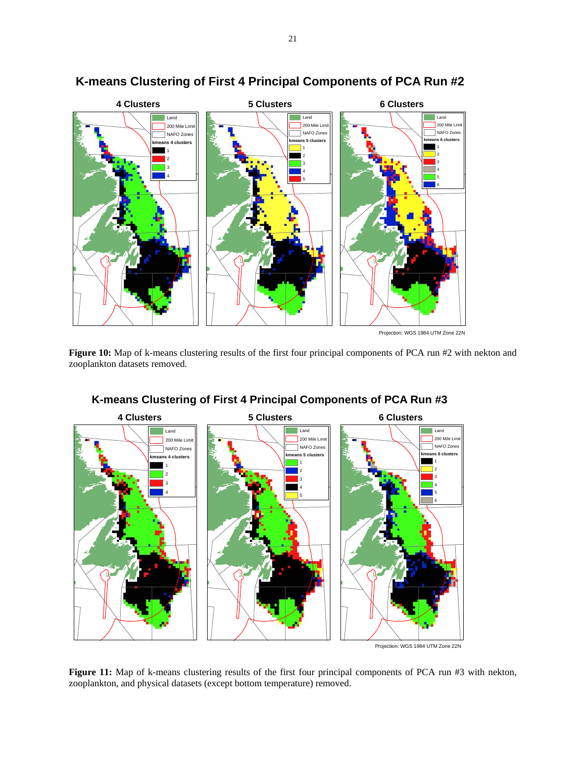## K-means Clustering of First 4 Principal Components of PCA Run #2

**Figure 10:** Map of k-means clustering results of the first four principal components of PCA run #2 with nekton and zooplankton datasets removed.

## K-means Clustering of First 4 Principal Components of PCA Run #3

**Figure 11:** Map of k-means clustering results of the first four principal components of PCA run #3 with nekton, zooplankton, and physical datasets (except bottom temperature) removed.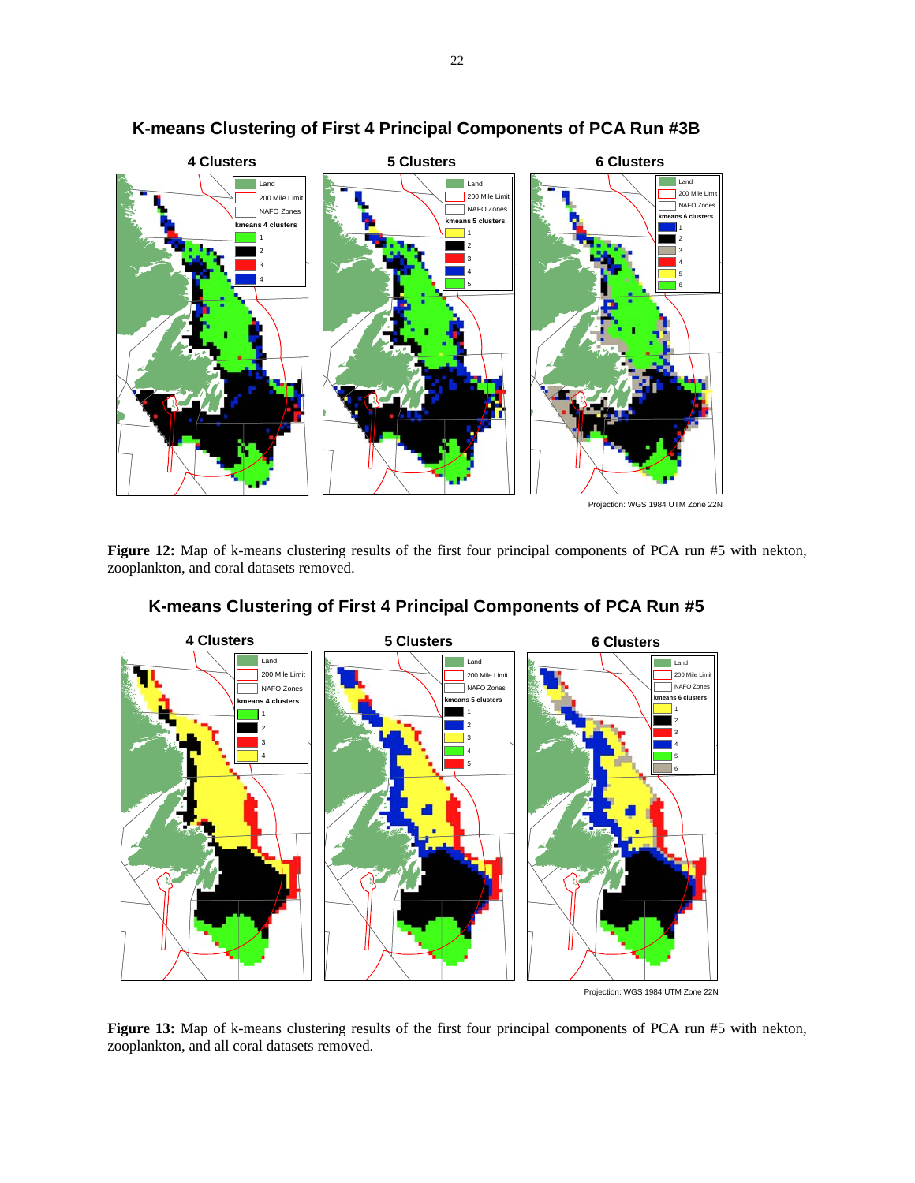**Figure 12:** Map of k-means clustering results of the first four principal components of PCA run #5 with nekton, zooplankton, and coral datasets removed.

**Figure 13:** Map of k-means clustering results of the first four principal components of PCA run #5 with nekton, zooplankton, and all coral datasets removed.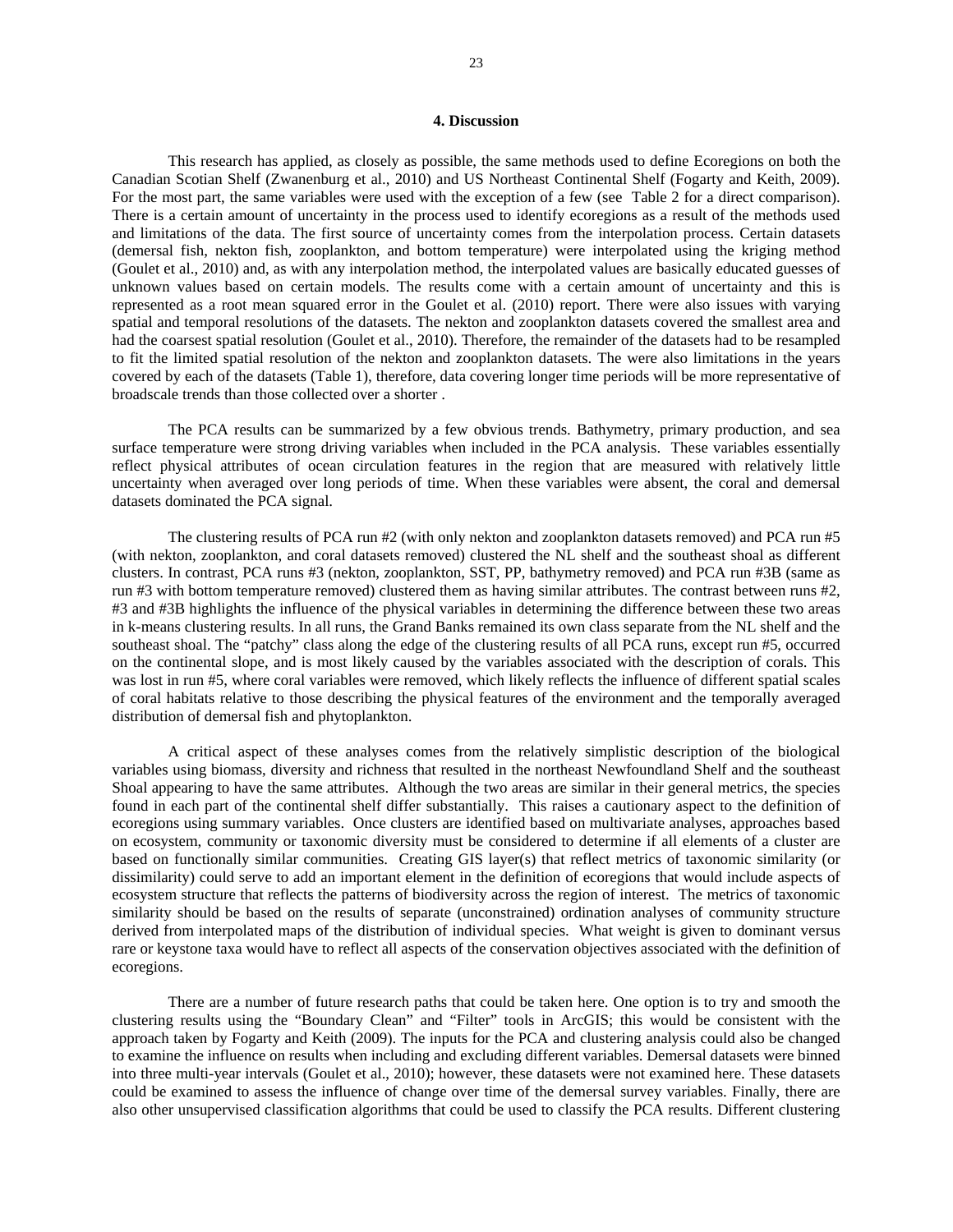## 4. Discussion

This research has applied, as closely as possible, the same methods used to define Ecoregions on both the Canadian Scotian Shelf (Zwanenburg et al., 2010) and US Northeast Continental Shelf (Fogarty and Keith, 2009). For the most part, the same variables were used with the exception of a few (see Table 2 for a direct comparison). There is a certain amount of uncertainty in the process used to identify ecoregions as a result of the methods used and limitations of the data. The first source of uncertainty comes from the interpolation process. Certain datasets (demersal fish, nekton fish, zooplankton, and bottom temperature) were interpolated using the kriging method (Goulet et al., 2010) and, as with any interpolation method, the interpolated values are basically educated guesses of unknown values based on certain models. The results come with a certain amount of uncertainty and this is represented as a root mean squared error in the Goulet et al. (2010) report. There were also issues with varying spatial and temporal resolutions of the datasets. The nekton and zooplankton datasets covered the smallest area and had the coarsest spatial resolution (Goulet et al., 2010). Therefore, the remainder of the datasets had to be resampled to fit the limited spatial resolution of the nekton and zooplankton datasets. The were also limitations in the years covered by each of the datasets (Table 1), therefore, data covering longer time periods will be more representative of broadscale trends than those collected over a shorter .

The PCA results can be summarized by a few obvious trends. Bathymetry, primary production, and sea surface temperature were strong driving variables when included in the PCA analysis. These variables essentially reflect physical attributes of ocean circulation features in the region that are measured with relatively little uncertainty when averaged over long periods of time. When these variables were absent, the coral and demersal datasets dominated the PCA signal.

The clustering results of PCA run #2 (with only nekton and zooplankton datasets removed) and PCA run #5 (with nekton, zooplankton, and coral datasets removed) clustered the NL shelf and the southeast shoal as different clusters. In contrast, PCA runs #3 (nekton, zooplankton, SST, PP, bathymetry removed) and PCA run #3B (same as run #3 with bottom temperature removed) clustered them as having similar attributes. The contrast between runs #2, #3 and #3B highlights the influence of the physical variables in determining the difference between these two areas in k-means clustering results. In all runs, the Grand Banks remained its own class separate from the NL shelf and the southeast shoal. The "patchy" class along the edge of the clustering results of all PCA runs, except run #5, occurred on the continental slope, and is most likely caused by the variables associated with the description of corals. This was lost in run #5, where coral variables were removed, which likely reflects the influence of different spatial scales of coral habitats relative to those describing the physical features of the environment and the temporally averaged distribution of demersal fish and phytoplankton.

A critical aspect of these analyses comes from the relatively simplistic description of the biological variables using biomass, diversity and richness that resulted in the northeast Newfoundland Shelf and the southeast Shoal appearing to have the same attributes. Although the two areas are similar in their general metrics, the species found in each part of the continental shelf differ substantially. This raises a cautionary aspect to the definition of ecoregions using summary variables. Once clusters are identified based on multivariate analyses, approaches based on ecosystem, community or taxonomic diversity must be considered to determine if all elements of a cluster are based on functionally similar communities. Creating GIS layer(s) that reflect metrics of taxonomic similarity (or dissimilarity) could serve to add an important element in the definition of ecoregions that would include aspects of ecosystem structure that reflects the patterns of biodiversity across the region of interest. The metrics of taxonomic similarity should be based on the results of separate (unconstrained) ordination analyses of community structure derived from interpolated maps of the distribution of individual species. What weight is given to dominant versus rare or keystone taxa would have to reflect all aspects of the conservation objectives associated with the definition of ecoregions.

There are a number of future research paths that could be taken here. One option is to try and smooth the clustering results using the "Boundary Clean" and "Filter" tools in ArcGIS; this would be consistent with the approach taken by Fogarty and Keith (2009). The inputs for the PCA and clustering analysis could also be changed to examine the influence on results when including and excluding different variables. Demersal datasets were binned into three multi-year intervals (Goulet et al., 2010); however, these datasets were not examined here. These datasets could be examined to assess the influence of change over time of the demersal survey variables. Finally, there are also other unsupervised classification algorithms that could be used to classify the PCA results. Different clustering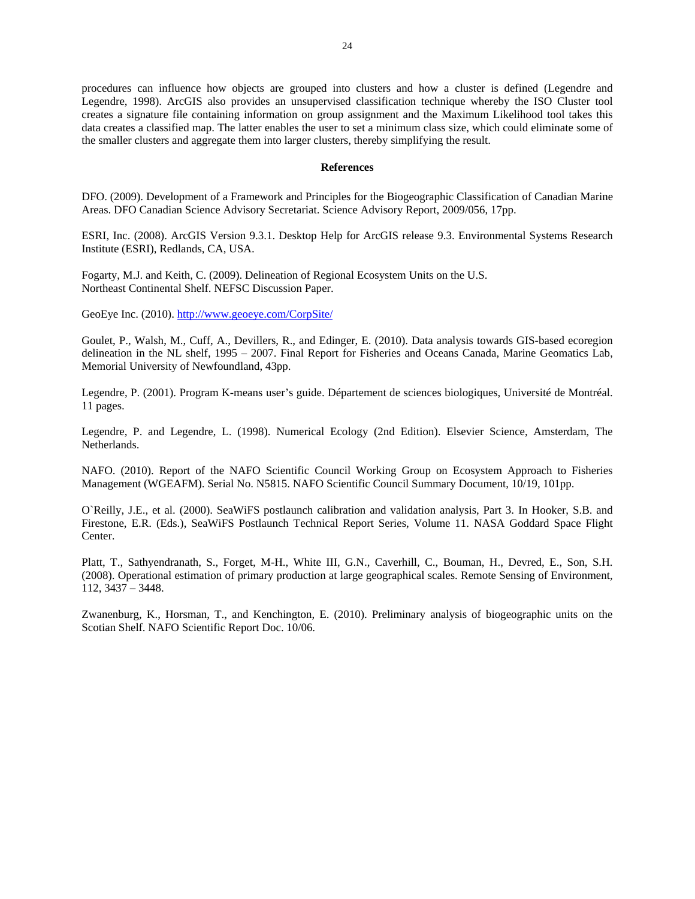procedures can influence how objects are grouped into clusters and how a cluster is defined (Legendre and Legendre, 1998). ArcGIS also provides an unsupervised classification technique whereby the ISO Cluster tool creates a signature file containing information on group assignment and the Maximum Likelihood tool takes this data creates a classified map. The latter enables the user to set a minimum class size, which could eliminate some of the smaller clusters and aggregate them into larger clusters, thereby simplifying the result.

## References

DFO. (2009). Development of a Framework and Principles for the Biogeographic Classification of Canadian Marine Areas. DFO Canadian Science Advisory Secretariat. Science Advisory Report, 2009/056, 17pp.

ESRI, Inc. (2008). ArcGIS Version 9.3.1. Desktop Help for ArcGIS release 9.3. Environmental Systems Research Institute (ESRI), Redlands, CA, USA.

Fogarty, M.J. and Keith, C. (2009). Delineation of Regional Ecosystem Units on the U.S. Northeast Continental Shelf. NEFSC Discussion Paper.

GeoEye Inc. (2010). http://www.geoeye.com/CorpSite/

Goulet, P., Walsh, M., Cuff, A., Devillers, R., and Edinger, E. (2010). Data analysis towards GIS-based ecoregion delineation in the NL shelf, 1995 – 2007. Final Report for Fisheries and Oceans Canada, Marine Geomatics Lab, Memorial University of Newfoundland, 43pp.

Legendre, P. (2001). Program K-means user's guide. Département de sciences biologiques, Université de Montréal. 11 pages.

Legendre, P. and Legendre, L. (1998). Numerical Ecology (2nd Edition). Elsevier Science, Amsterdam, The Netherlands.

NAFO. (2010). Report of the NAFO Scientific Council Working Group on Ecosystem Approach to Fisheries Management (WGEAFM). Serial No. N5815. NAFO Scientific Council Summary Document, 10/19, 101pp.

O`Reilly, J.E., et al. (2000). SeaWiFS postlaunch calibration and validation analysis, Part 3. In Hooker, S.B. and Firestone, E.R. (Eds.), SeaWiFS Postlaunch Technical Report Series, Volume 11. NASA Goddard Space Flight Center.

Platt, T., Sathyendranath, S., Forget, M-H., White III, G.N., Caverhill, C., Bouman, H., Devred, E., Son, S.H. (2008). Operational estimation of primary production at large geographical scales. Remote Sensing of Environment, 112, 3437 – 3448.

Zwanenburg, K., Horsman, T., and Kenchington, E. (2010). Preliminary analysis of biogeographic units on the Scotian Shelf. NAFO Scientific Report Doc. 10/06.